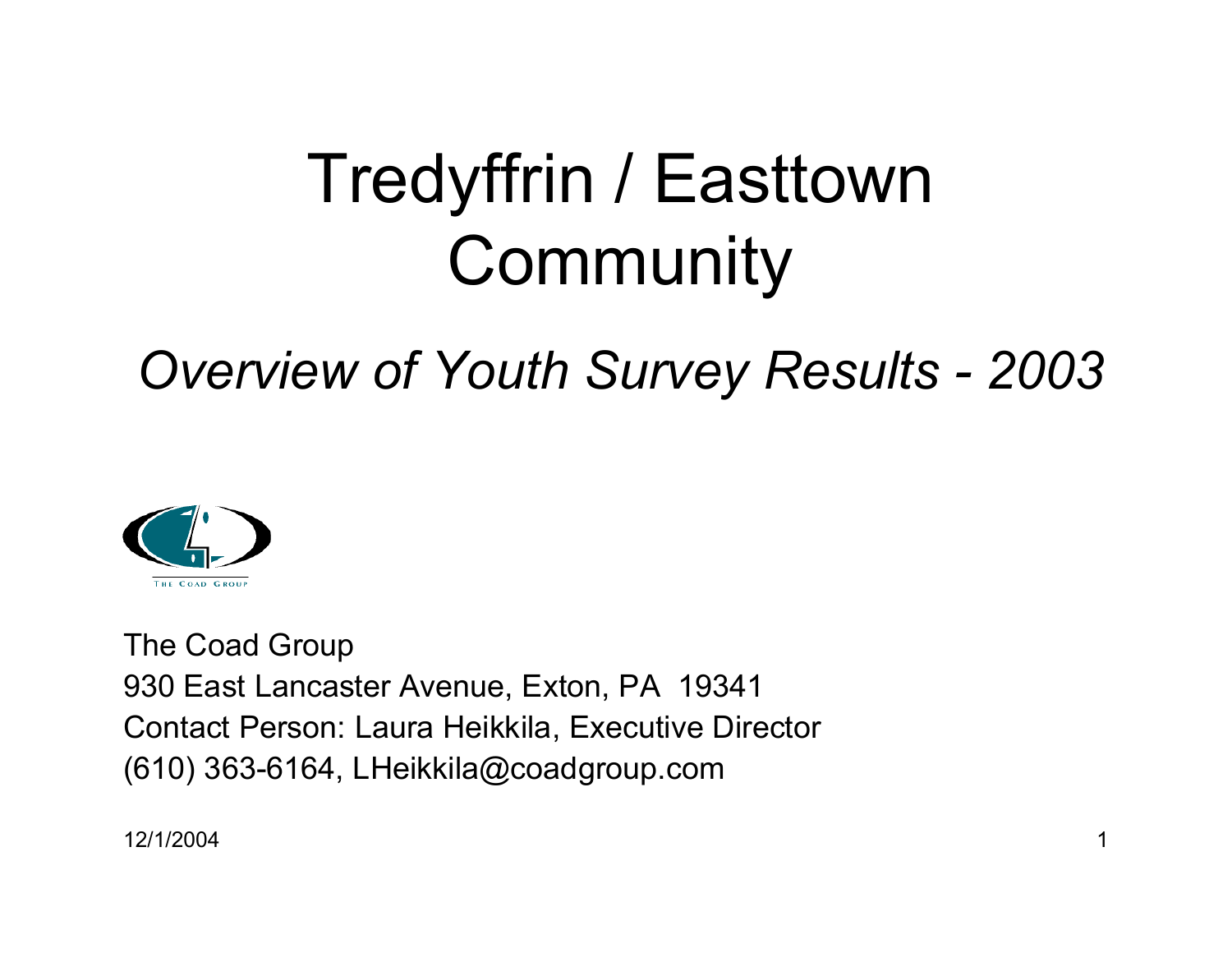# Tredyffrin / Easttown Community

## *Overview of Youth Survey Results - 2003*

The Coad Group
930 East Lancaster Avenue, Exton, PA 19341
Contact Person: Laura Heikkila, Executive Director
(610) 363-6164, LHeikkila@coadgroup.com

12/1/2004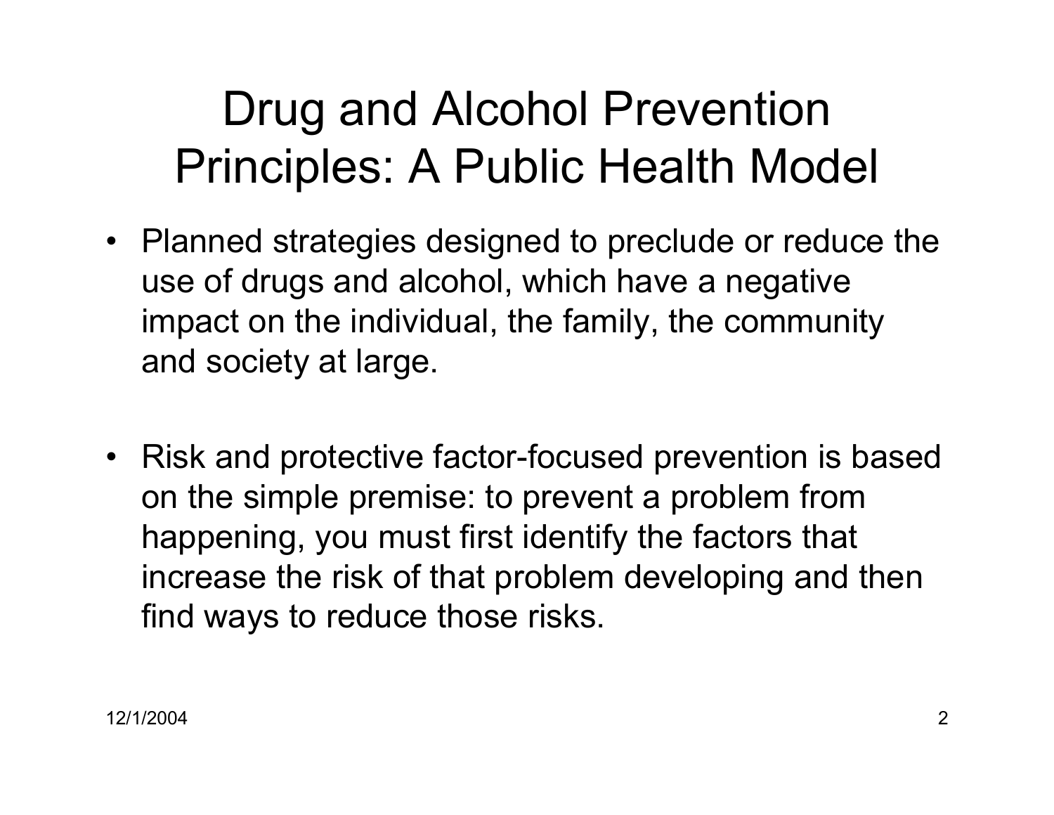# Drug and Alcohol Prevention Principles: A Public Health Model

- Planned strategies designed to preclude or reduce the use of drugs and alcohol, which have a negative impact on the individual, the family, the community and society at large.

- Risk and protective factor-focused prevention is based on the simple premise: to prevent a problem from happening, you must first identify the factors that increase the risk of that problem developing and then find ways to reduce those risks.

12/1/2004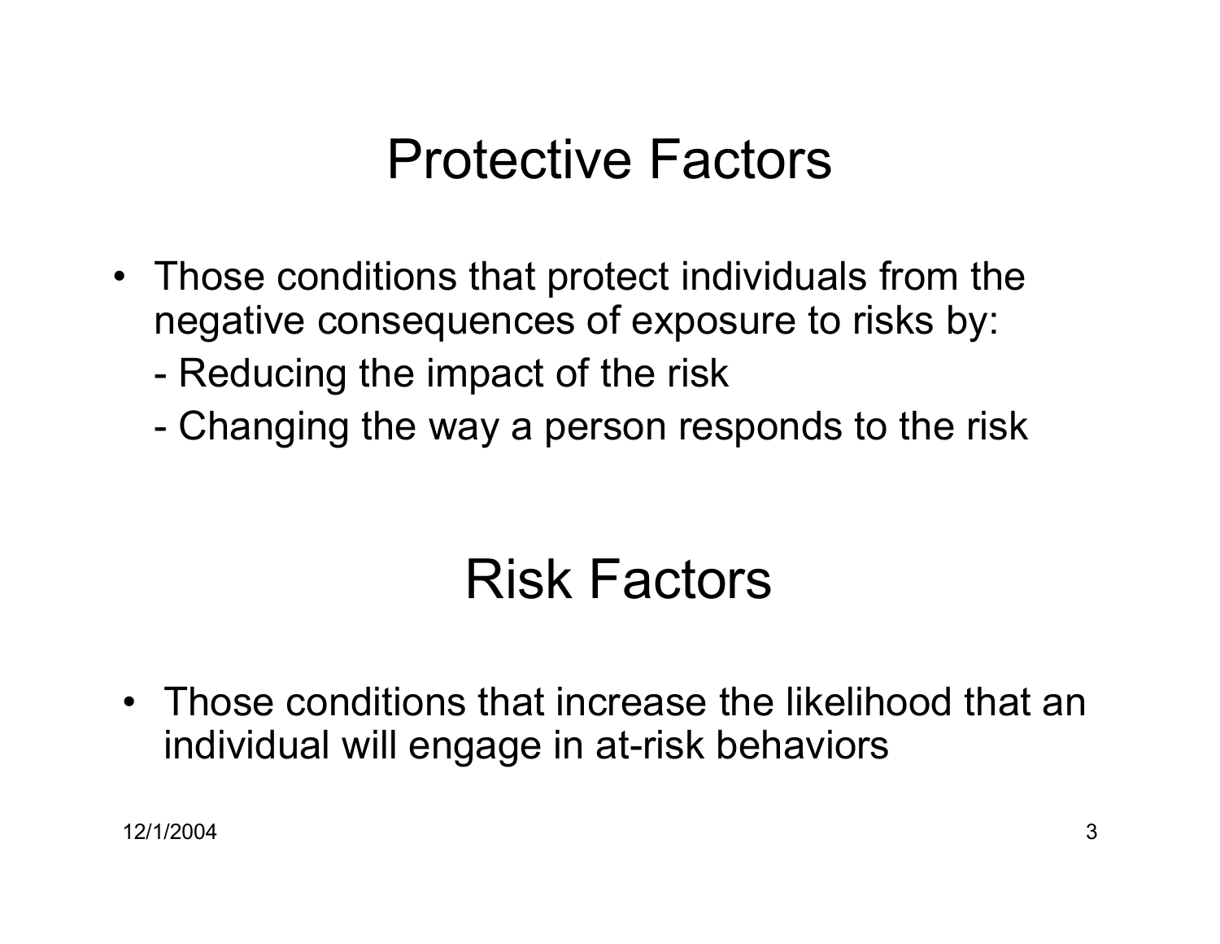# Protective Factors

- Those conditions that protect individuals from the negative consequences of exposure to risks by:
  - Reducing the impact of the risk
  - Changing the way a person responds to the risk

# Risk Factors

- Those conditions that increase the likelihood that an individual will engage in at-risk behaviors

12/1/2004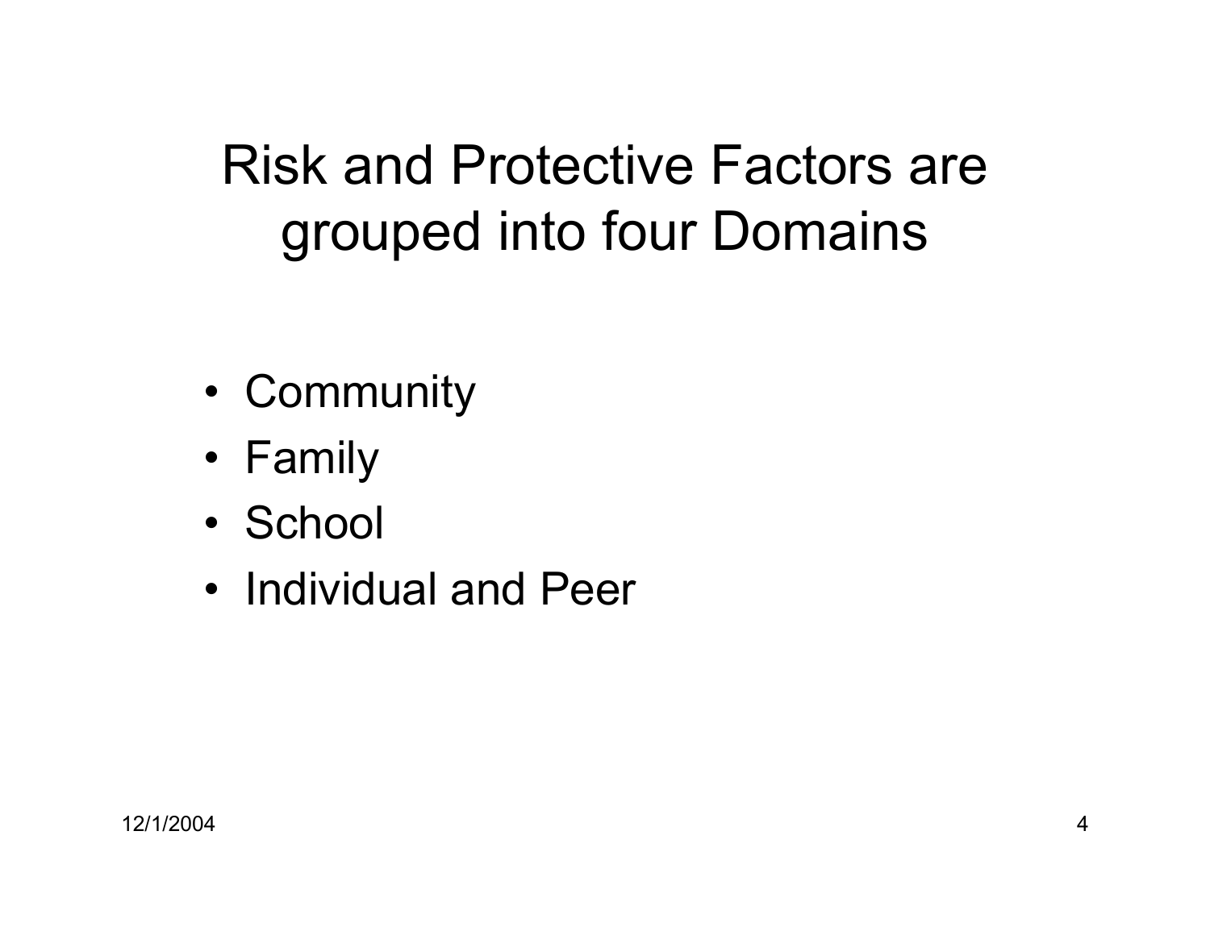# Risk and Protective Factors are grouped into four Domains

- Community
- Family
- School
- Individual and Peer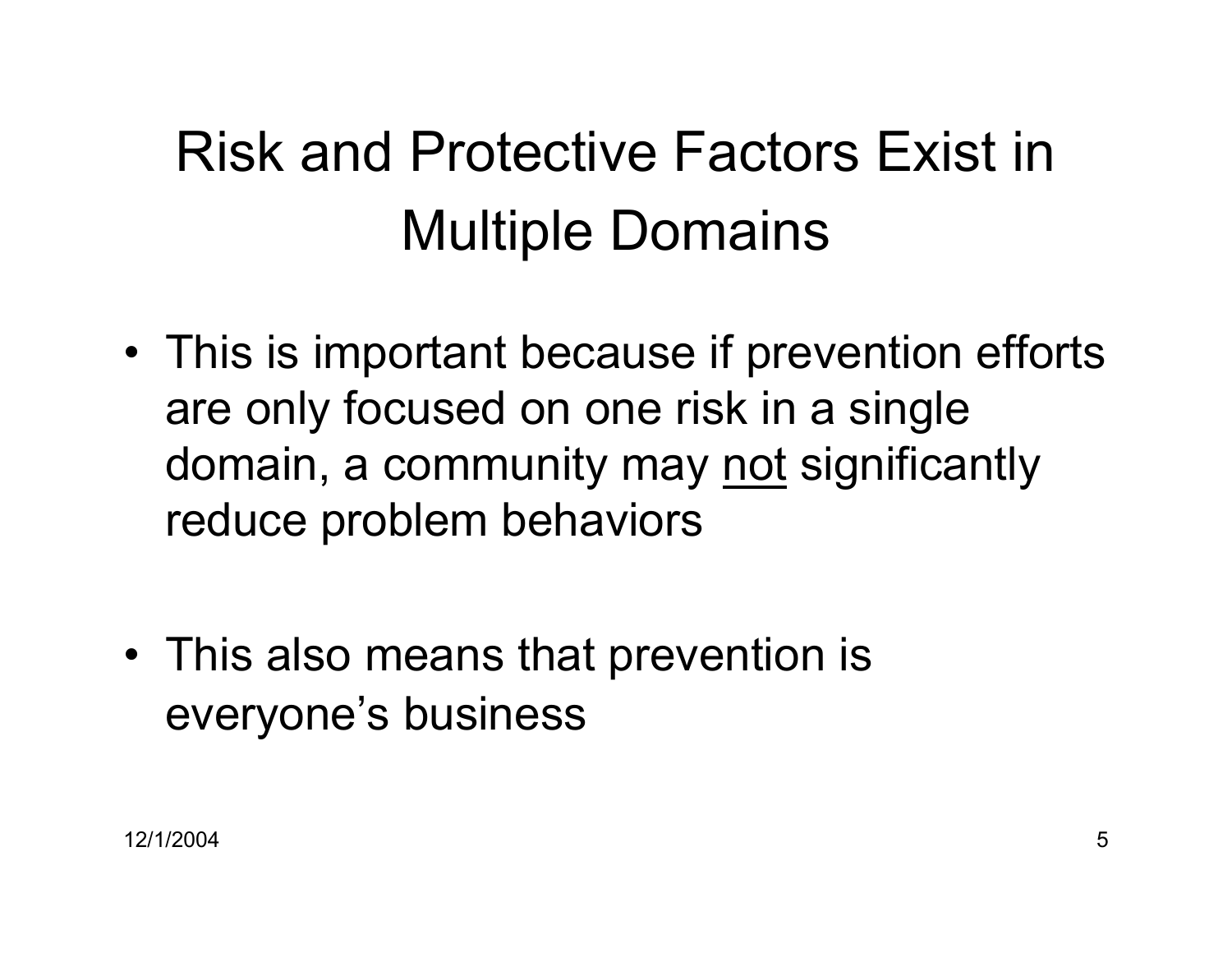# Risk and Protective Factors Exist in Multiple Domains

- This is important because if prevention efforts are only focused on one risk in a single domain, a community may <u>not</u> significantly reduce problem behaviors

- This also means that prevention is everyone's business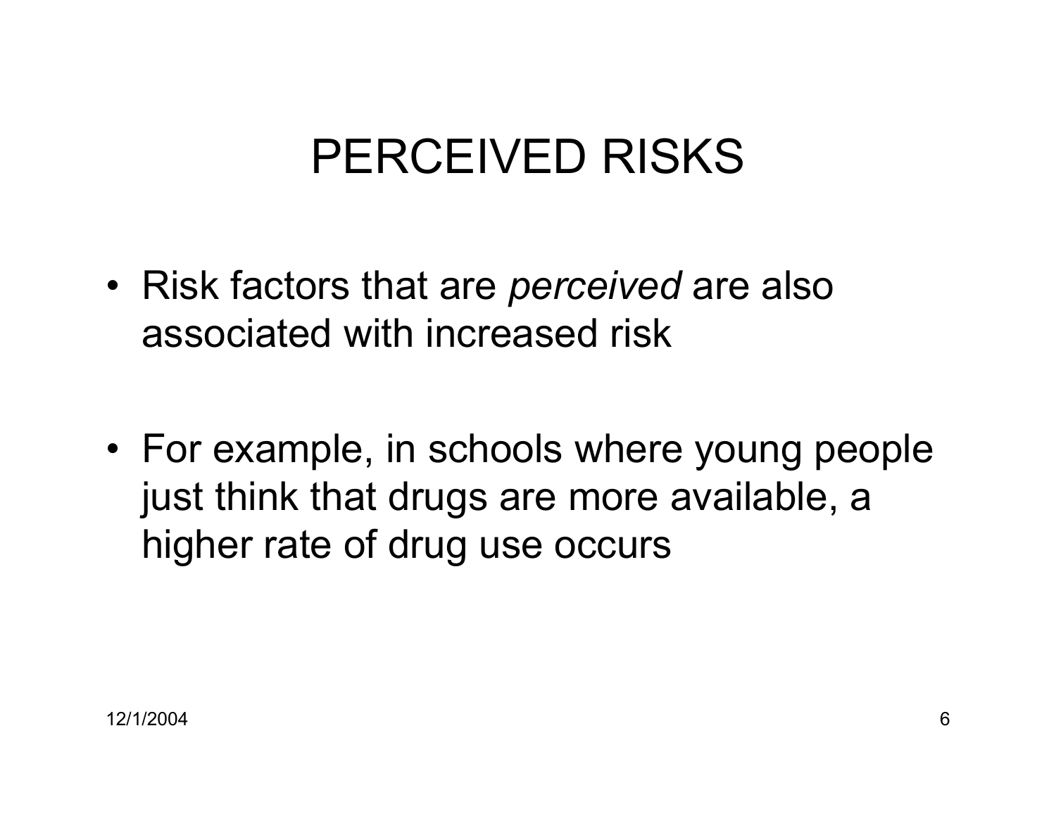# PERCEIVED RISKS

- Risk factors that are *perceived* are also associated with increased risk

- For example, in schools where young people just think that drugs are more available, a higher rate of drug use occurs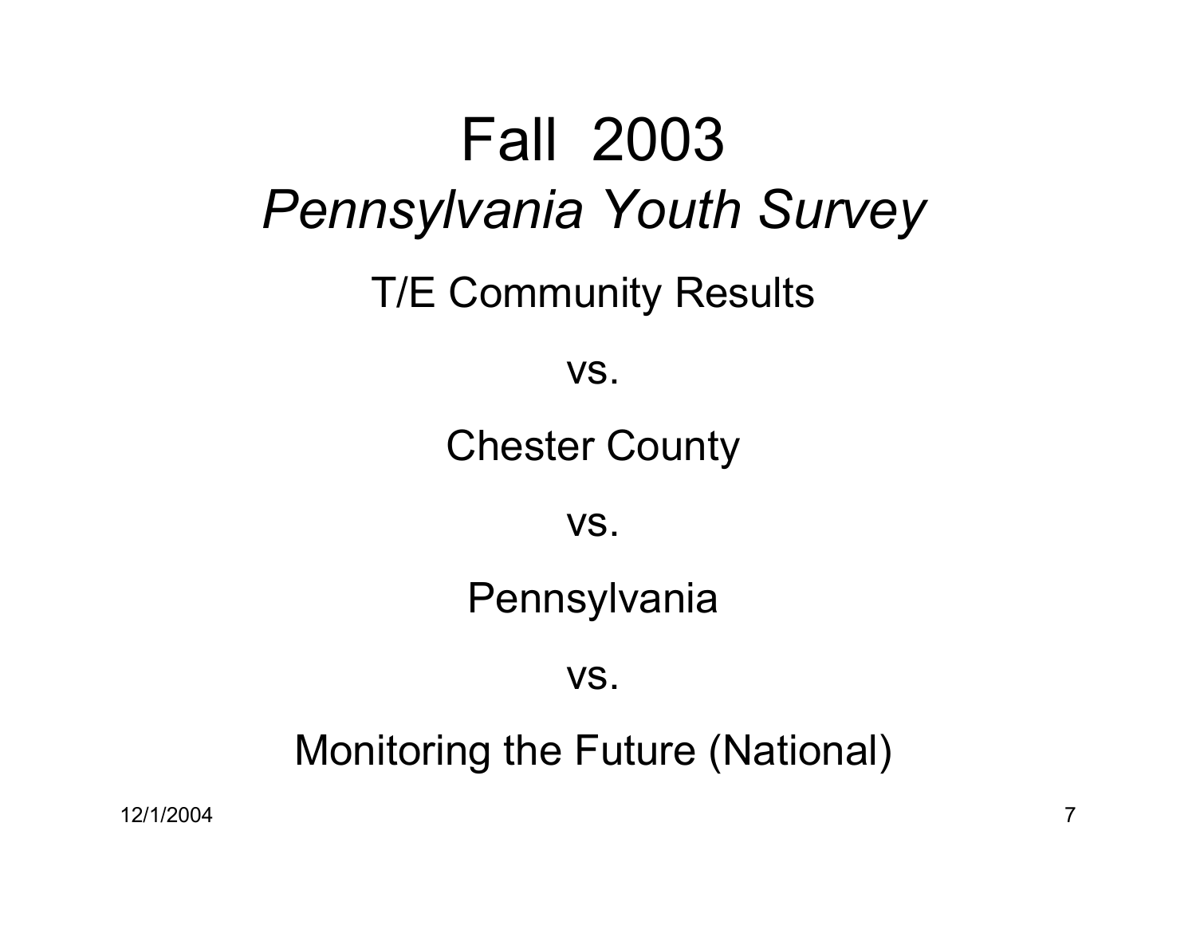# Fall 2003

## *Pennsylvania Youth Survey*

T/E Community Results

vs.

Chester County

vs.

Pennsylvania

vs.

Monitoring the Future (National)

12/1/2004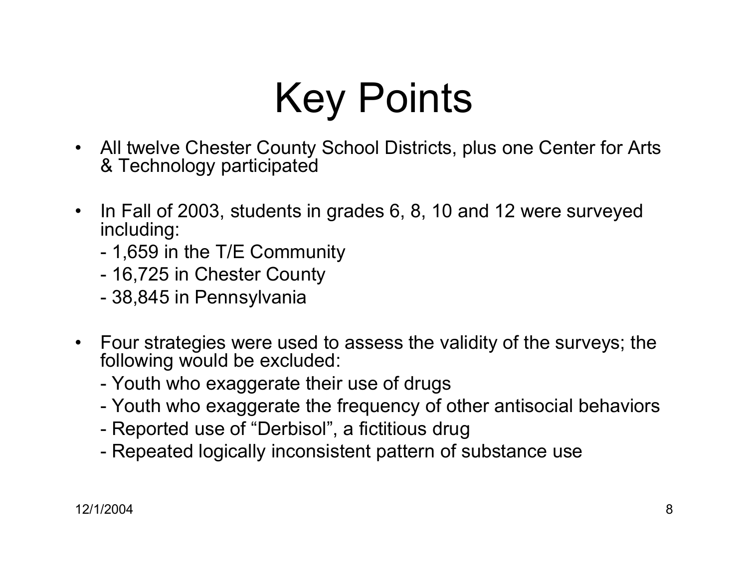# Key Points

- All twelve Chester County School Districts, plus one Center for Arts & Technology participated
- In Fall of 2003, students in grades 6, 8, 10 and 12 were surveyed including:
  - 1,659 in the T/E Community
  - 16,725 in Chester County
  - 38,845 in Pennsylvania
- Four strategies were used to assess the validity of the surveys; the following would be excluded:
  - Youth who exaggerate their use of drugs
  - Youth who exaggerate the frequency of other antisocial behaviors
  - Reported use of "Derbisol", a fictitious drug
  - Repeated logically inconsistent pattern of substance use

12/1/2004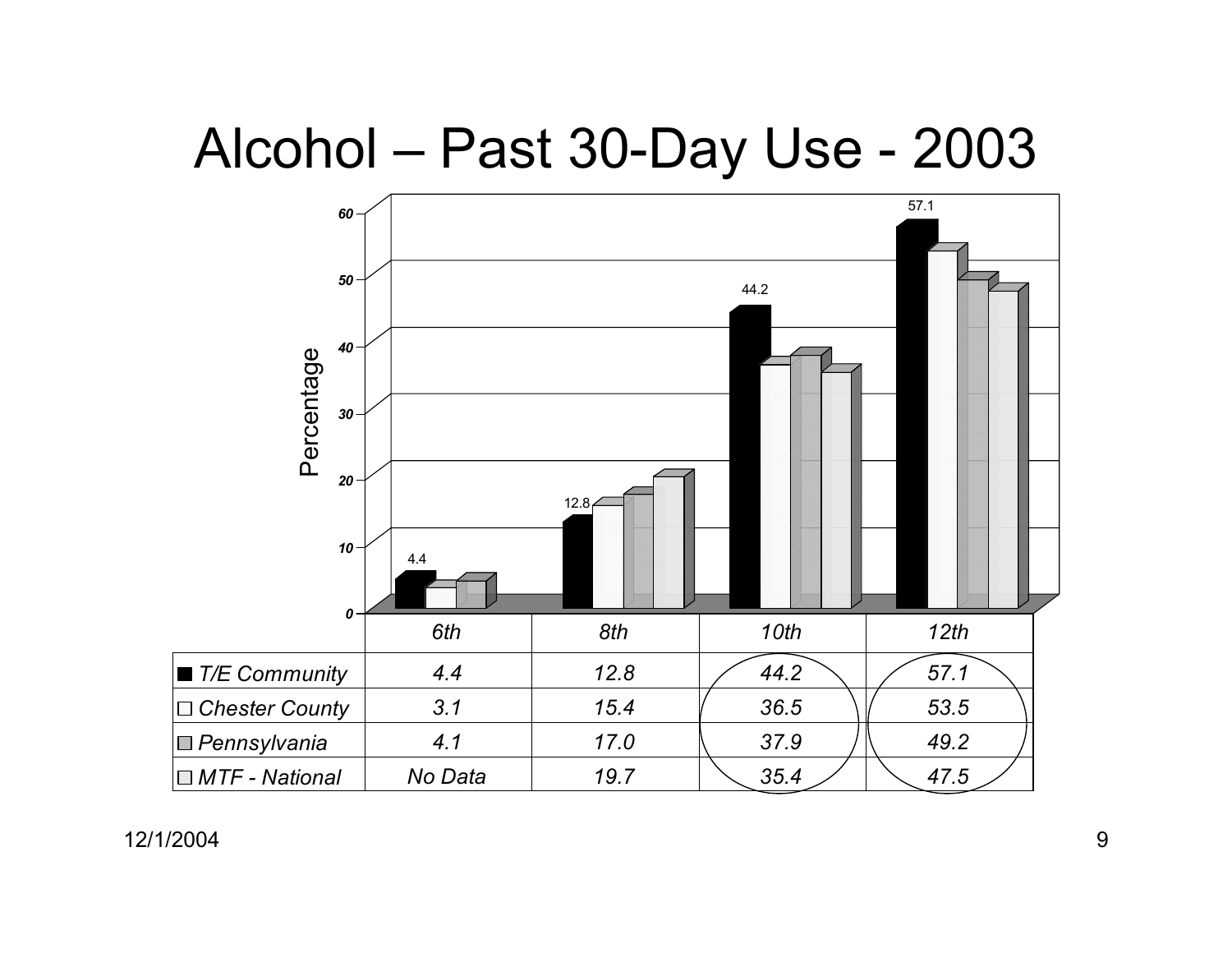# Alcohol – Past 30-Day Use - 2003

| | 6th | 8th | 10th | 12th |
|---|---|---|---|---|
| T/E Community | 4.4 | 12.8 | 44.2 | 57.1 |
| Chester County | 3.1 | 15.4 | 36.5 | 53.5 |
| Pennsylvania | 4.1 | 17.0 | 37.9 | 49.2 |
| MTF - National | No Data | 19.7 | 35.4 | 47.5 |

12/1/2004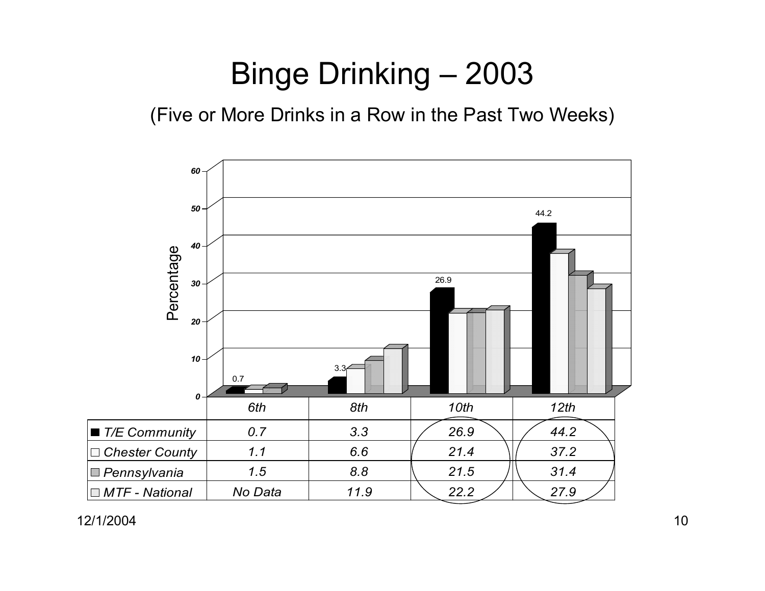# Binge Drinking – 2003

(Five or More Drinks in a Row in the Past Two Weeks)

| | 6th | 8th | 10th | 12th |
|---|---|---|---|---|
| T/E Community | 0.7 | 3.3 | 26.9 | 44.2 |
| Chester County | 1.1 | 6.6 | 21.4 | 37.2 |
| Pennsylvania | 1.5 | 8.8 | 21.5 | 31.4 |
| MTF - National | No Data | 11.9 | 22.2 | 27.9 |

12/1/2004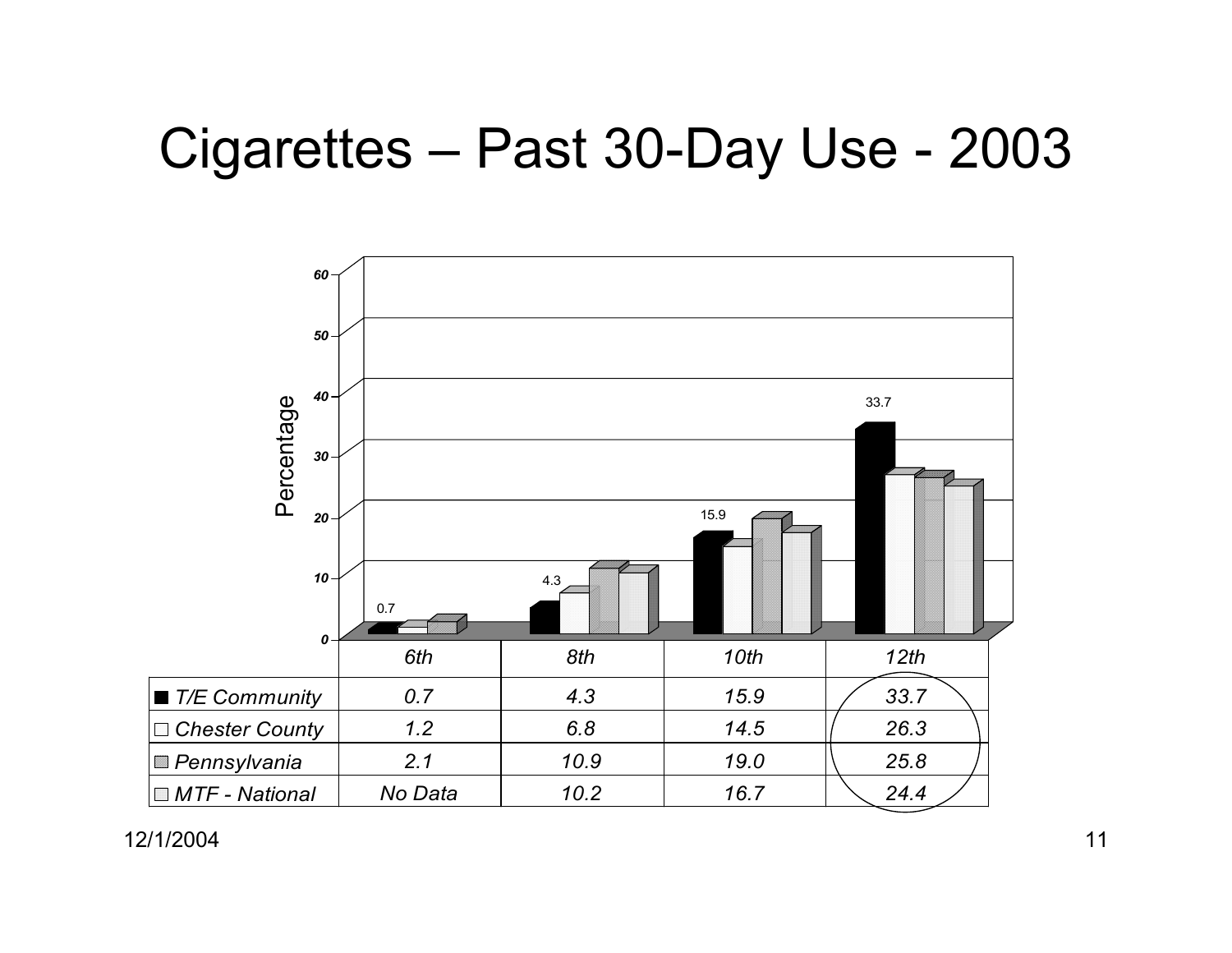# Cigarettes – Past 30-Day Use - 2003

| | 6th | 8th | 10th | 12th |
|---|---|---|---|---|
| T/E Community | 0.7 | 4.3 | 15.9 | 33.7 |
| Chester County | 1.2 | 6.8 | 14.5 | 26.3 |
| Pennsylvania | 2.1 | 10.9 | 19.0 | 25.8 |
| MTF - National | No Data | 10.2 | 16.7 | 24.4 |

12/1/2004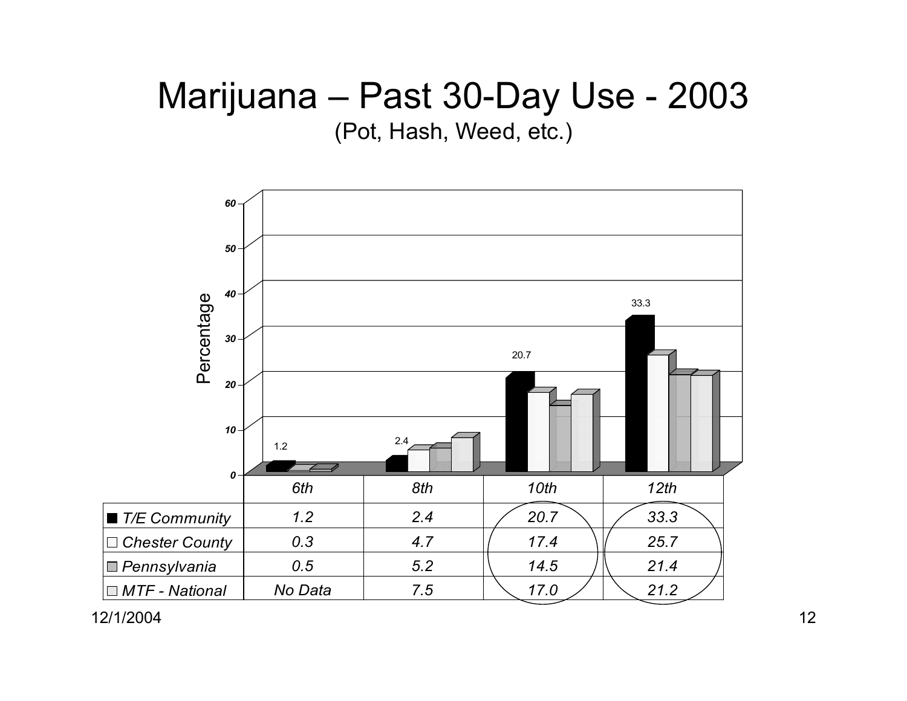# Marijuana – Past 30-Day Use - 2003

(Pot, Hash, Weed, etc.)

| | 6th | 8th | 10th | 12th |
|---|---|---|---|---|
| T/E Community | 1.2 | 2.4 | 20.7 | 33.3 |
| Chester County | 0.3 | 4.7 | 17.4 | 25.7 |
| Pennsylvania | 0.5 | 5.2 | 14.5 | 21.4 |
| MTF - National | No Data | 7.5 | 17.0 | 21.2 |

12/1/2004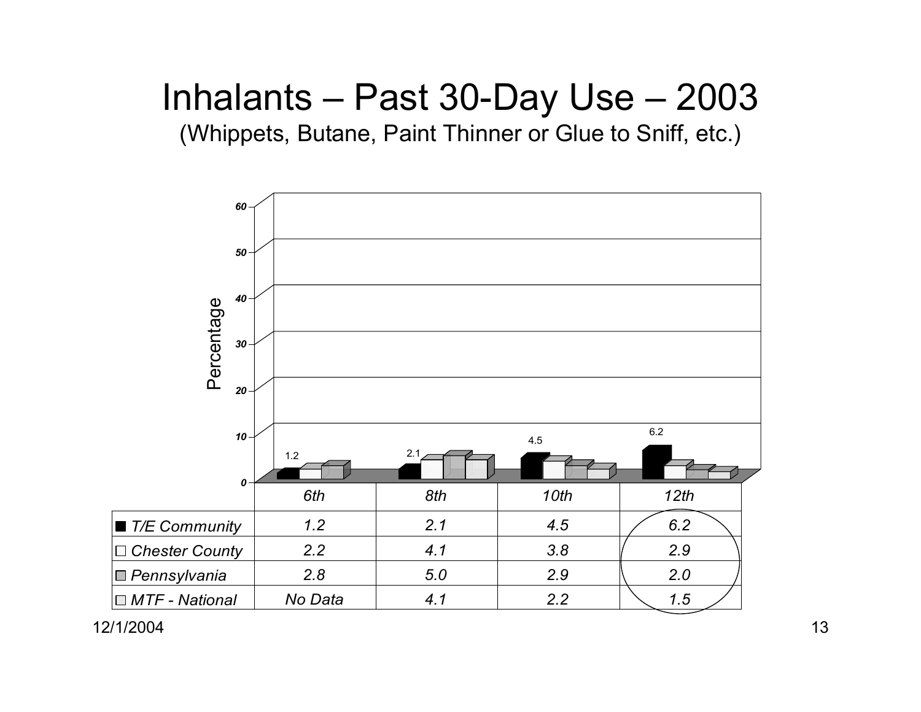# Inhalants – Past 30-Day Use – 2003

(Whippets, Butane, Paint Thinner or Glue to Sniff, etc.)

| | 6th | 8th | 10th | 12th |
|---|---|---|---|---|
| T/E Community | 1.2 | 2.1 | 4.5 | 6.2 |
| Chester County | 2.2 | 4.1 | 3.8 | 2.9 |
| Pennsylvania | 2.8 | 5.0 | 2.9 | 2.0 |
| MTF - National | No Data | 4.1 | 2.2 | 1.5 |

12/1/2004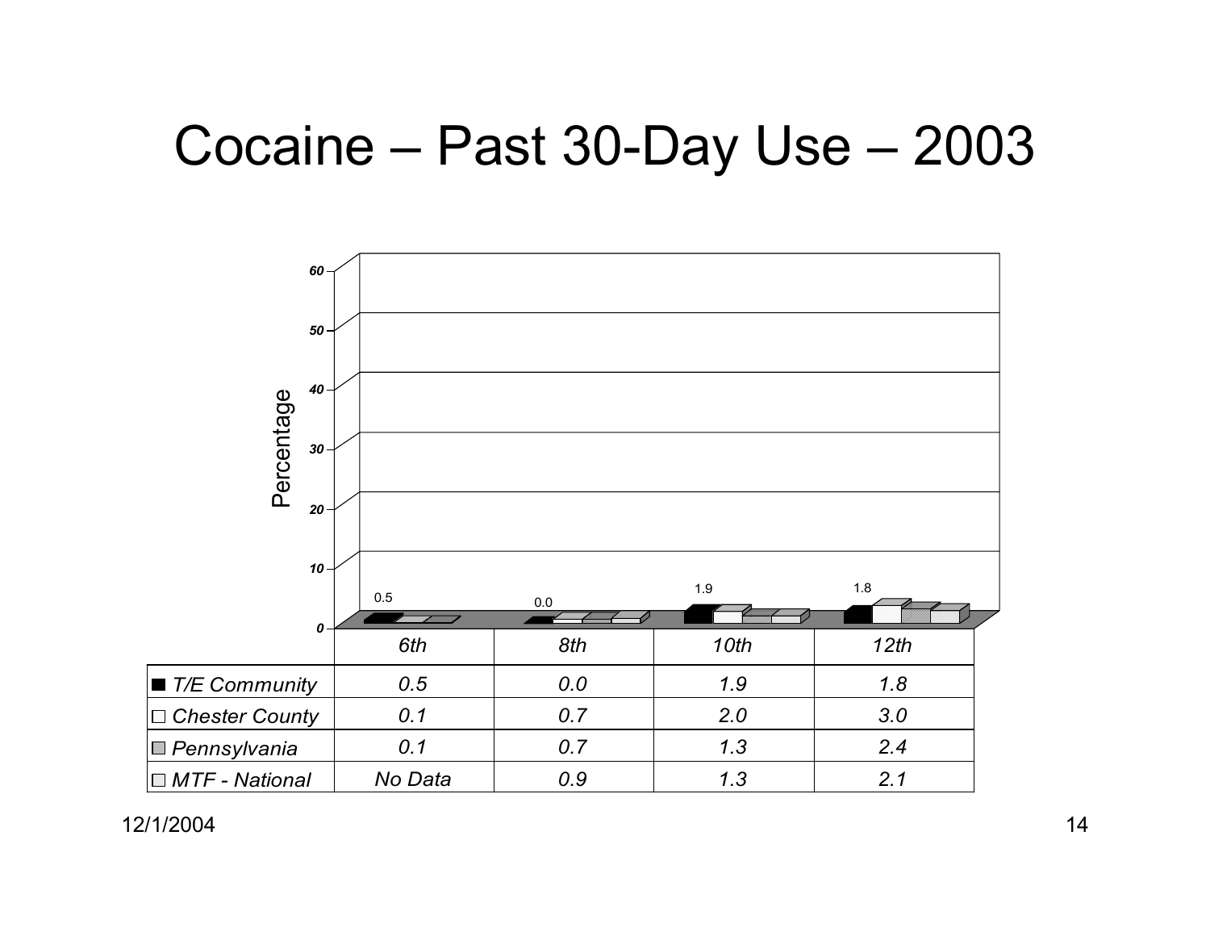# Cocaine – Past 30-Day Use – 2003

| | 6th | 8th | 10th | 12th |
|---|---|---|---|---|
| T/E Community | 0.5 | 0.0 | 1.9 | 1.8 |
| Chester County | 0.1 | 0.7 | 2.0 | 3.0 |
| Pennsylvania | 0.1 | 0.7 | 1.3 | 2.4 |
| MTF - National | No Data | 0.9 | 1.3 | 2.1 |

12/1/2004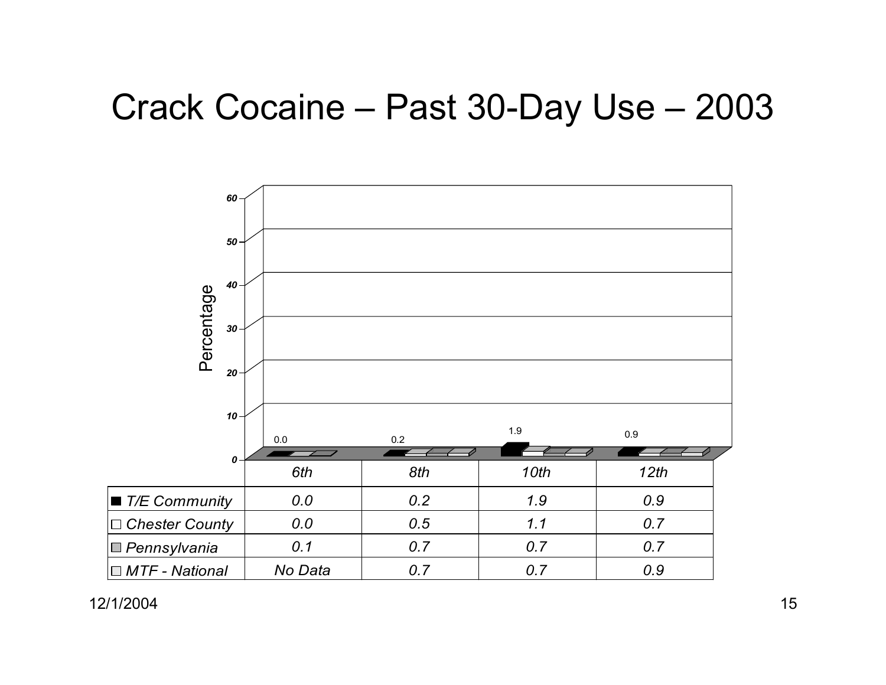# Crack Cocaine – Past 30-Day Use – 2003

| | 6th | 8th | 10th | 12th |
|---|---|---|---|---|
| T/E Community | 0.0 | 0.2 | 1.9 | 0.9 |
| Chester County | 0.0 | 0.5 | 1.1 | 0.7 |
| Pennsylvania | 0.1 | 0.7 | 0.7 | 0.7 |
| MTF - National | No Data | 0.7 | 0.7 | 0.9 |

12/1/2004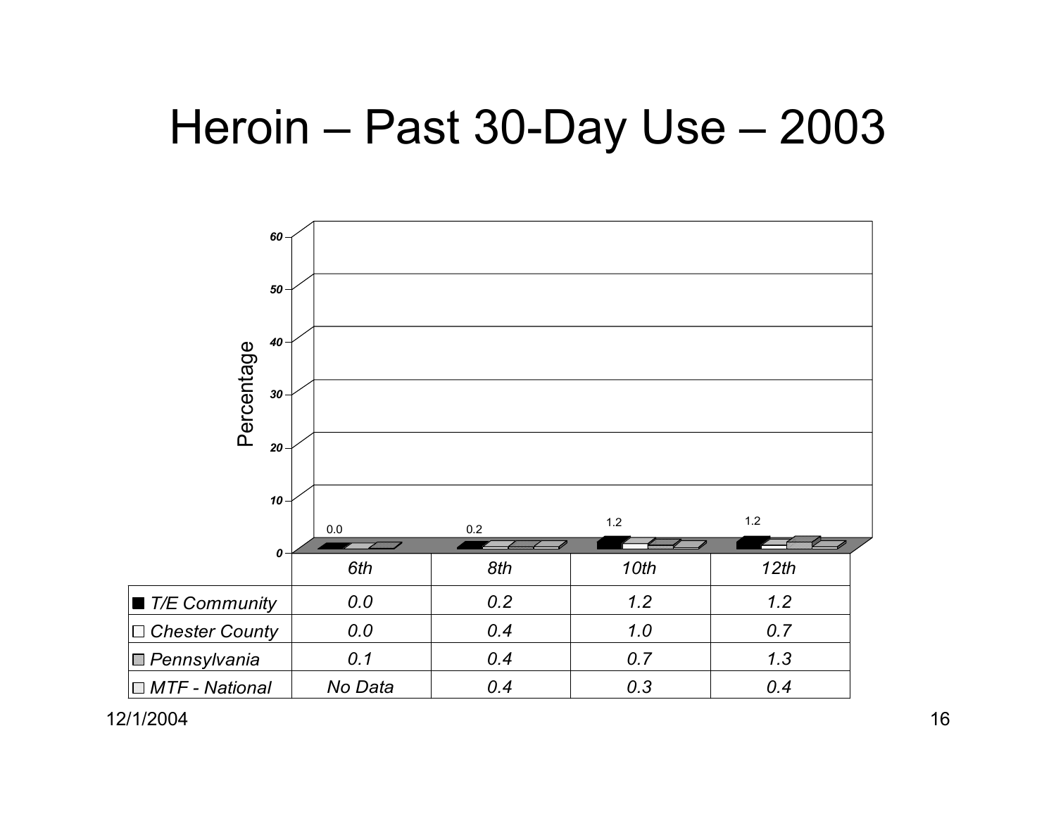# Heroin – Past 30-Day Use – 2003

| | 6th | 8th | 10th | 12th |
|---|---|---|---|---|
| T/E Community | 0.0 | 0.2 | 1.2 | 1.2 |
| Chester County | 0.0 | 0.4 | 1.0 | 0.7 |
| Pennsylvania | 0.1 | 0.4 | 0.7 | 1.3 |
| MTF - National | No Data | 0.4 | 0.3 | 0.4 |

12/1/2004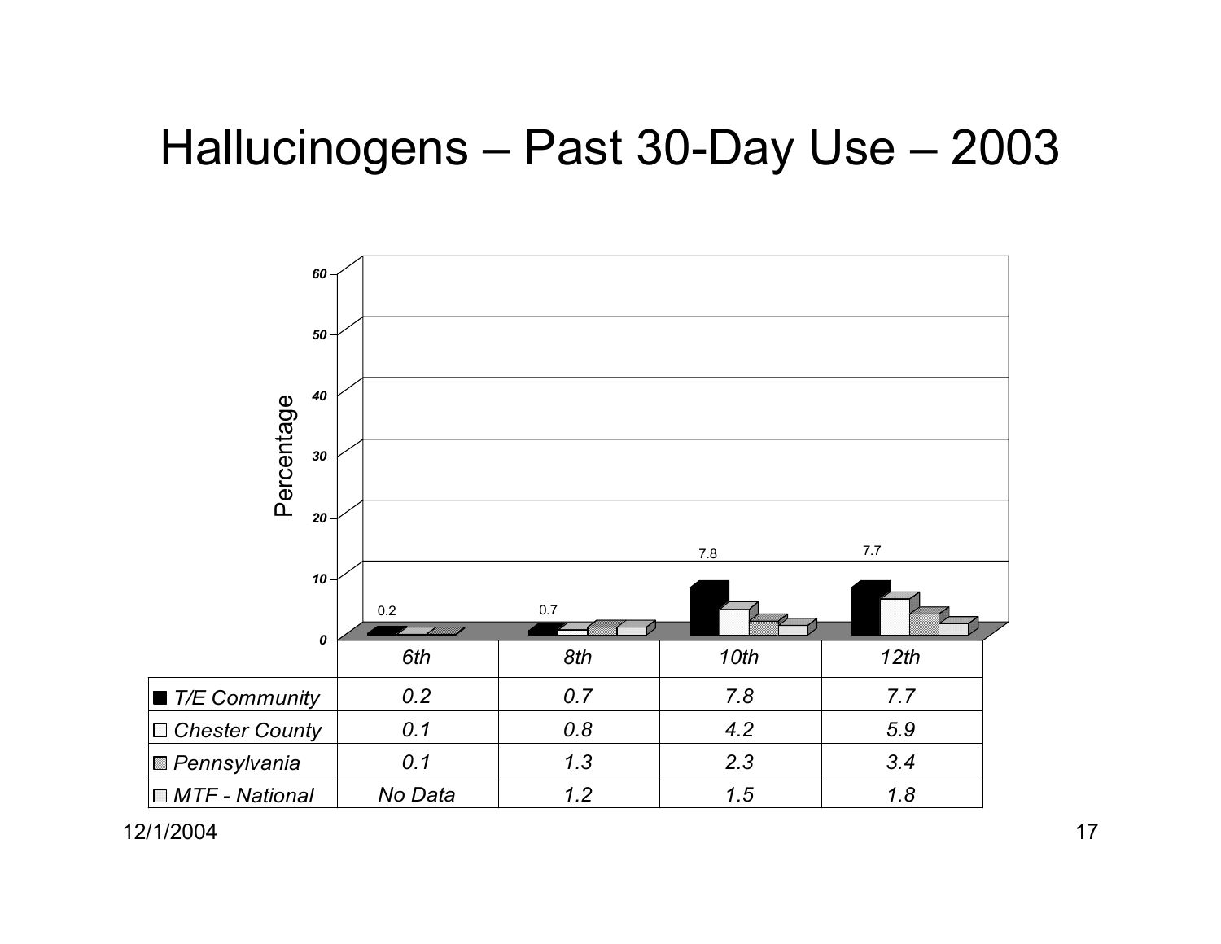# Hallucinogens – Past 30-Day Use – 2003

|  | 6th | 8th | 10th | 12th |
|---|---|---|---|---|
| T/E Community | 0.2 | 0.7 | 7.8 | 7.7 |
| Chester County | 0.1 | 0.8 | 4.2 | 5.9 |
| Pennsylvania | 0.1 | 1.3 | 2.3 | 3.4 |
| MTF - National | No Data | 1.2 | 1.5 | 1.8 |

12/1/2004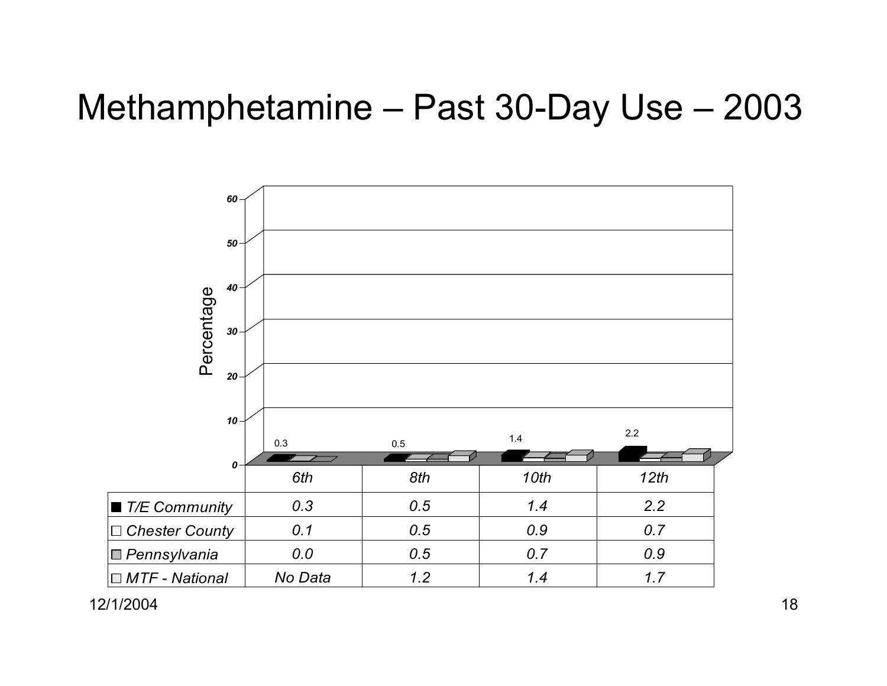# Methamphetamine – Past 30-Day Use – 2003

| | 6th | 8th | 10th | 12th |
|---|---|---|---|---|
| T/E Community | 0.3 | 0.5 | 1.4 | 2.2 |
| Chester County | 0.1 | 0.5 | 0.9 | 0.7 |
| Pennsylvania | 0.0 | 0.5 | 0.7 | 0.9 |
| MTF - National | No Data | 1.2 | 1.4 | 1.7 |

12/1/2004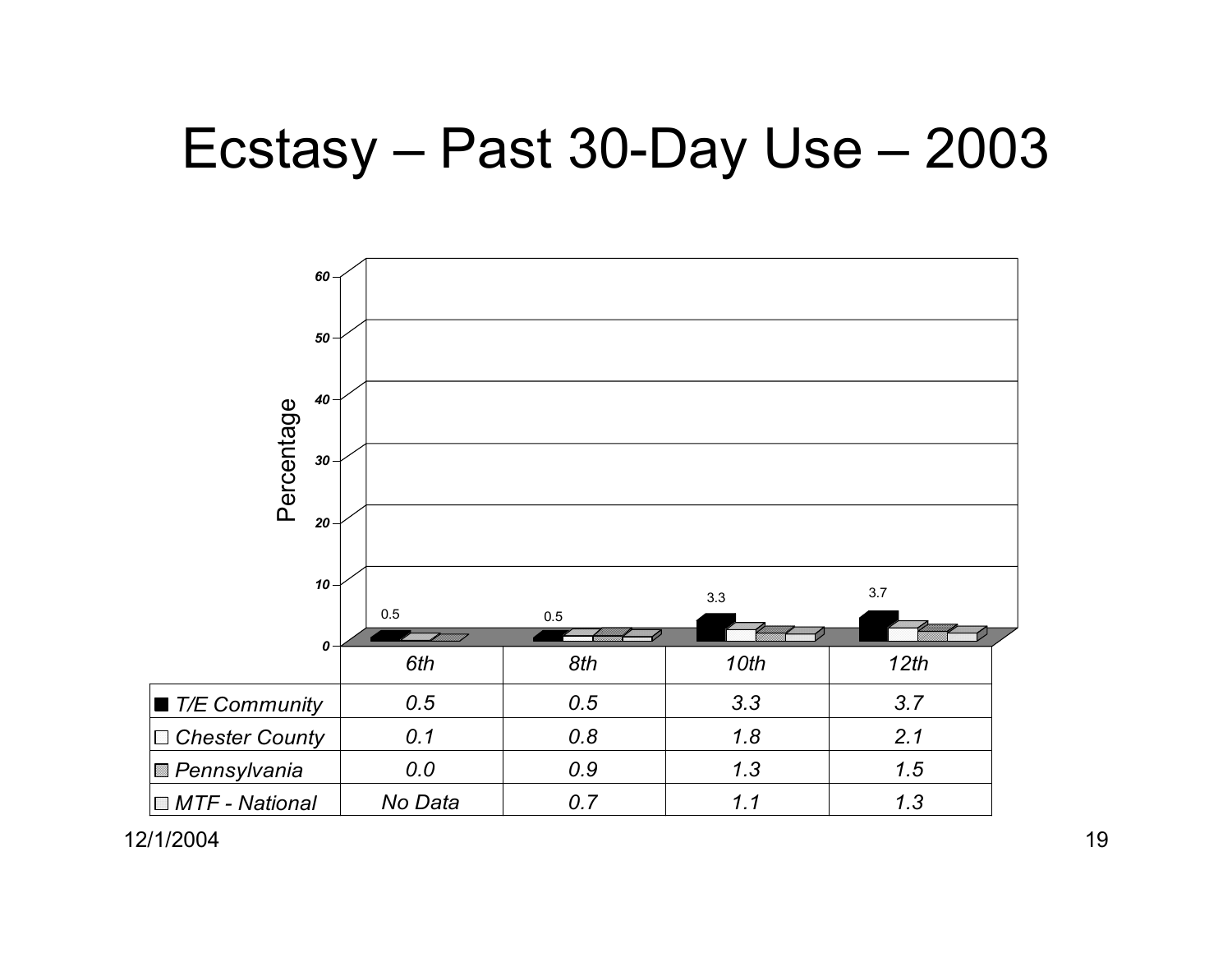# Ecstasy – Past 30-Day Use – 2003

| | 6th | 8th | 10th | 12th |
|---|---|---|---|---|
| T/E Community | 0.5 | 0.5 | 3.3 | 3.7 |
| Chester County | 0.1 | 0.8 | 1.8 | 2.1 |
| Pennsylvania | 0.0 | 0.9 | 1.3 | 1.5 |
| MTF - National | No Data | 0.7 | 1.1 | 1.3 |

12/1/2004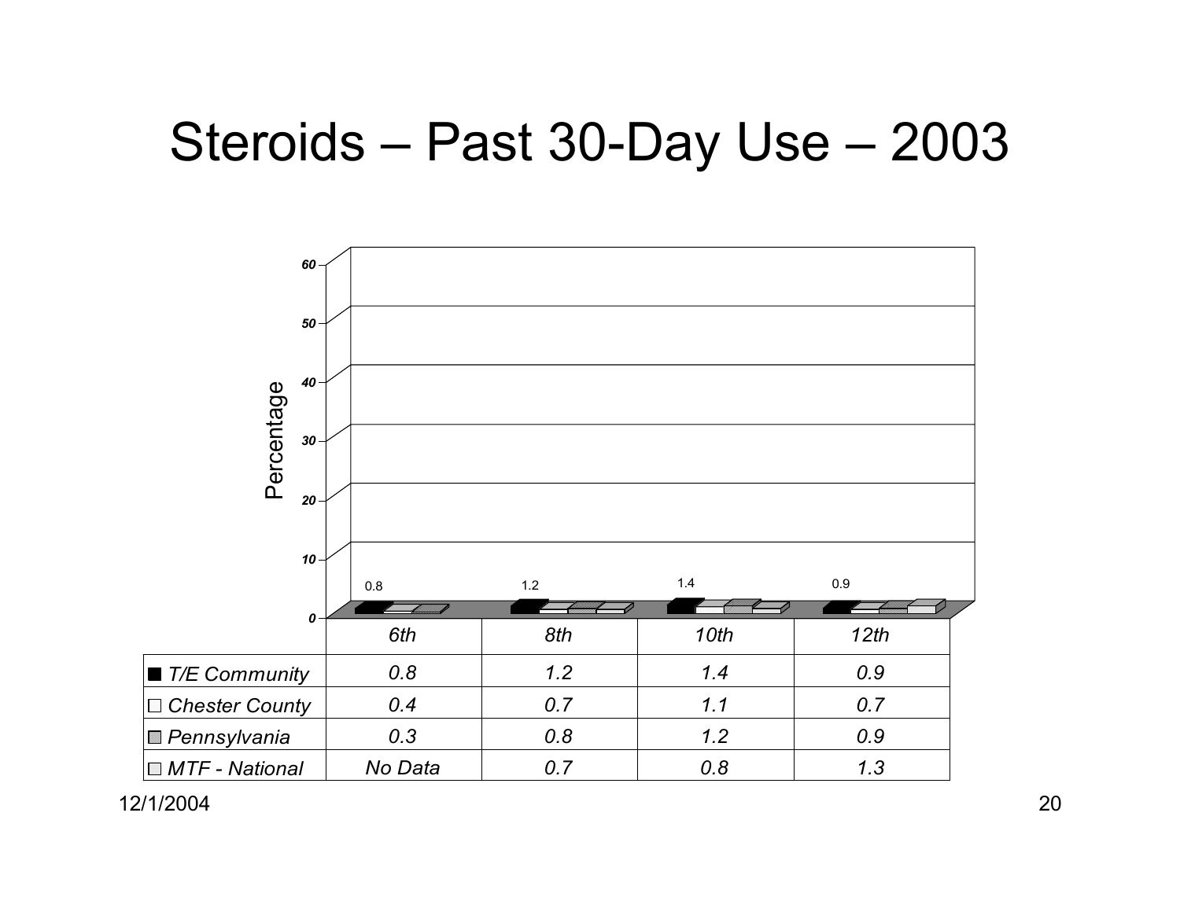# Steroids – Past 30-Day Use – 2003

| | 6th | 8th | 10th | 12th |
|---|---|---|---|---|
| T/E Community | 0.8 | 1.2 | 1.4 | 0.9 |
| Chester County | 0.4 | 0.7 | 1.1 | 0.7 |
| Pennsylvania | 0.3 | 0.8 | 1.2 | 0.9 |
| MTF - National | No Data | 0.7 | 0.8 | 1.3 |

12/1/2004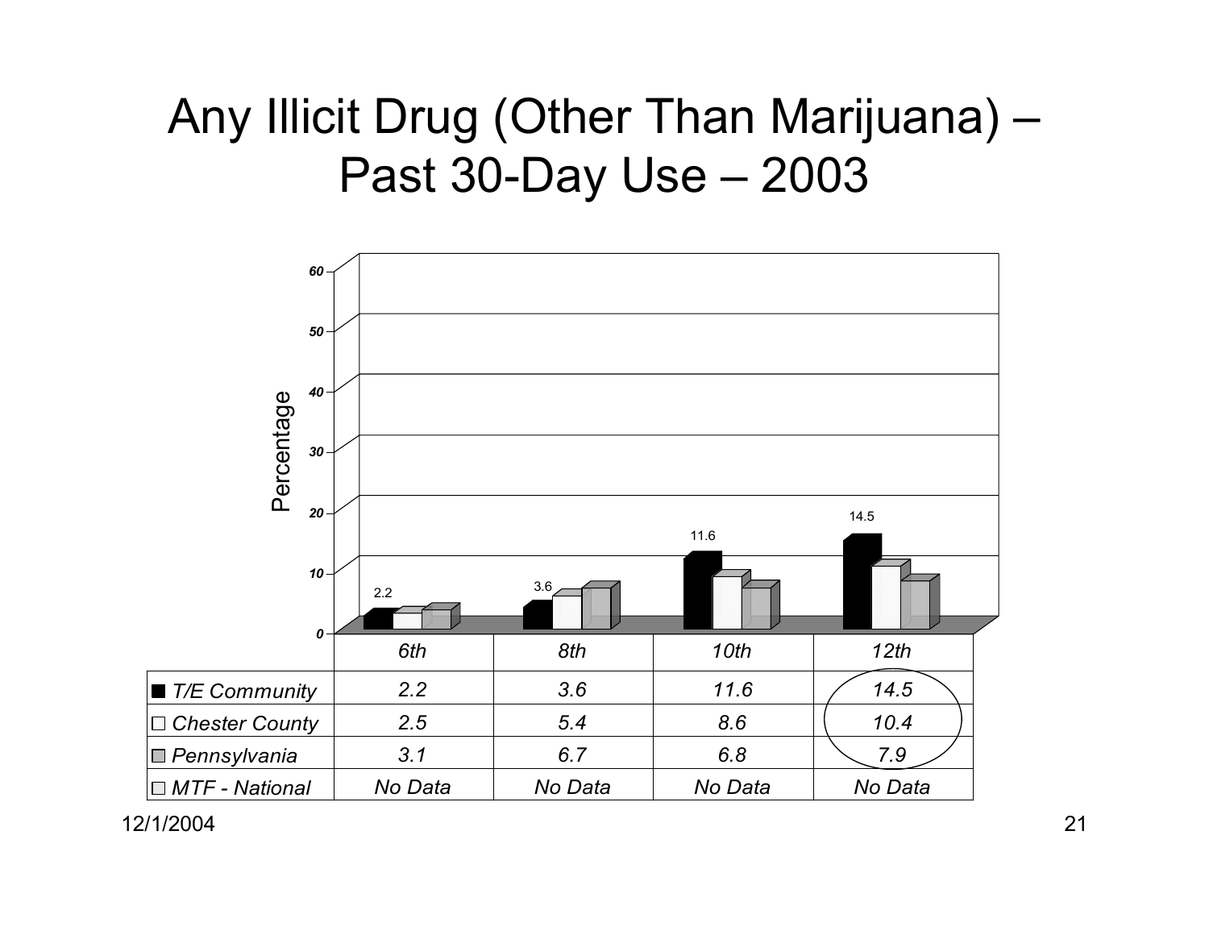# Any Illicit Drug (Other Than Marijuana) – Past 30-Day Use – 2003

| | 6th | 8th | 10th | 12th |
|---|---|---|---|---|
| T/E Community | 2.2 | 3.6 | 11.6 | 14.5 |
| Chester County | 2.5 | 5.4 | 8.6 | 10.4 |
| Pennsylvania | 3.1 | 6.7 | 6.8 | 7.9 |
| MTF - National | No Data | No Data | No Data | No Data |

12/1/2004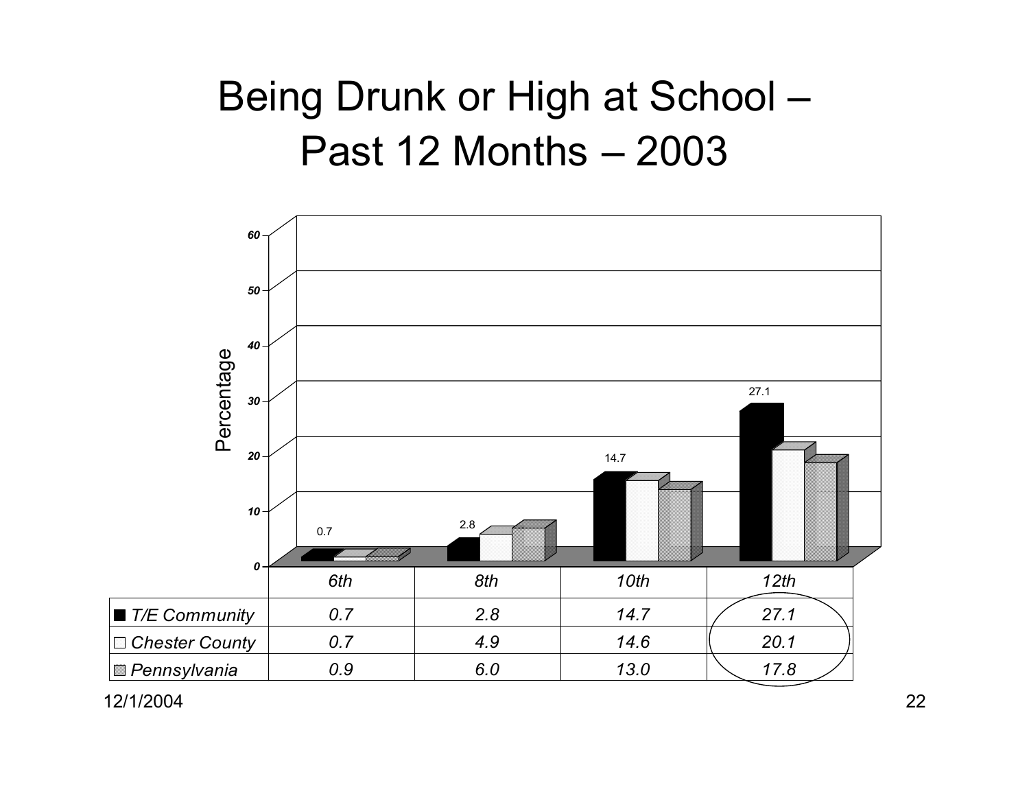# Being Drunk or High at School – Past 12 Months – 2003

| | 6th | 8th | 10th | 12th |
|---|---|---|---|---|
| T/E Community | 0.7 | 2.8 | 14.7 | 27.1 |
| Chester County | 0.7 | 4.9 | 14.6 | 20.1 |
| Pennsylvania | 0.9 | 6.0 | 13.0 | 17.8 |

12/1/2004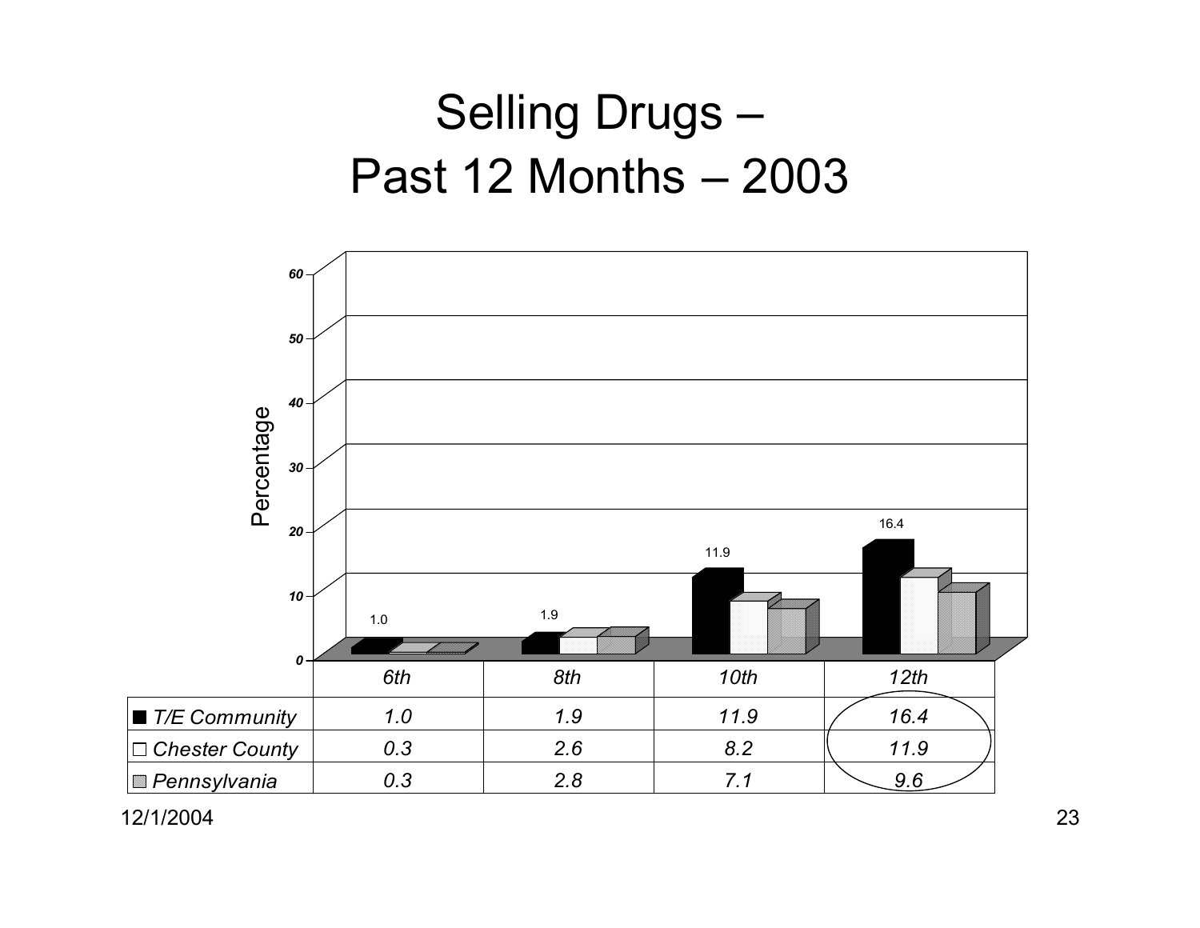# Selling Drugs – Past 12 Months – 2003

|  | 6th | 8th | 10th | 12th |
|---|---|---|---|---|
| T/E Community | 1.0 | 1.9 | 11.9 | 16.4 |
| Chester County | 0.3 | 2.6 | 8.2 | 11.9 |
| Pennsylvania | 0.3 | 2.8 | 7.1 | 9.6 |

12/1/2004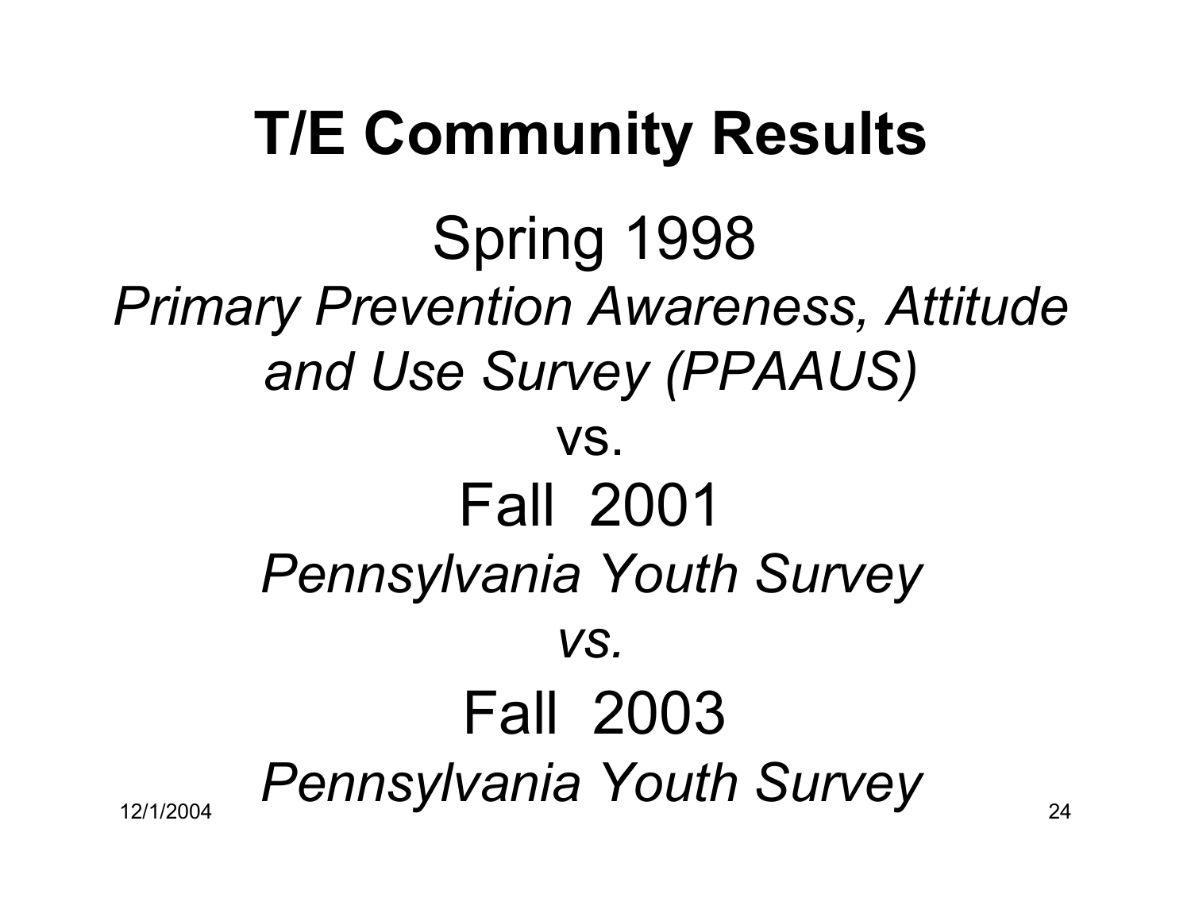# T/E Community Results

Spring 1998

*Primary Prevention Awareness, Attitude and Use Survey (PPAAUS)*

vs.

Fall 2001

*Pennsylvania Youth Survey*

*vs.*

Fall 2003

*Pennsylvania Youth Survey*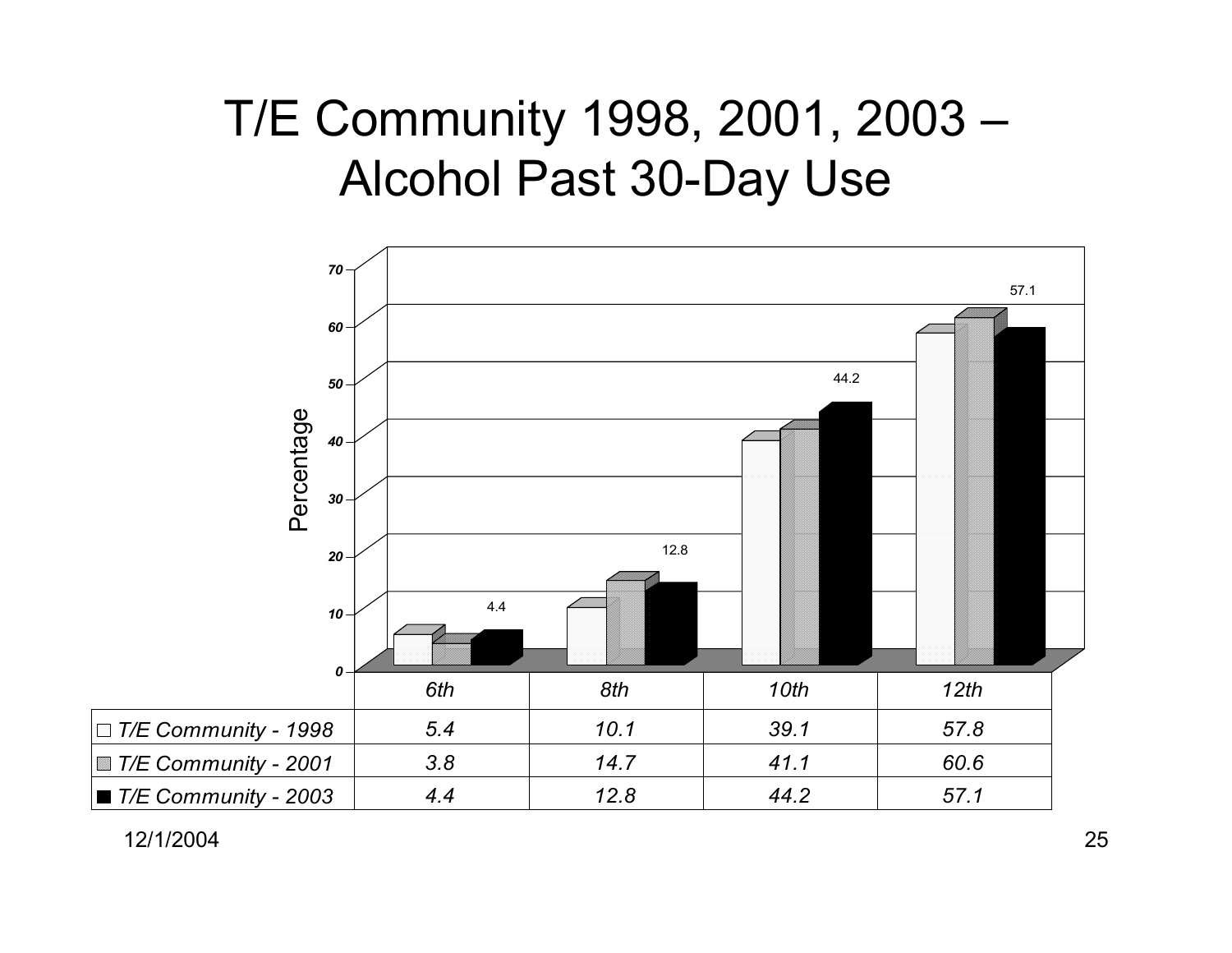# T/E Community 1998, 2001, 2003 – Alcohol Past 30-Day Use

|  | 6th | 8th | 10th | 12th |
|---|---|---|---|---|
| T/E Community - 1998 | 5.4 | 10.1 | 39.1 | 57.8 |
| T/E Community - 2001 | 3.8 | 14.7 | 41.1 | 60.6 |
| T/E Community - 2003 | 4.4 | 12.8 | 44.2 | 57.1 |

12/1/2004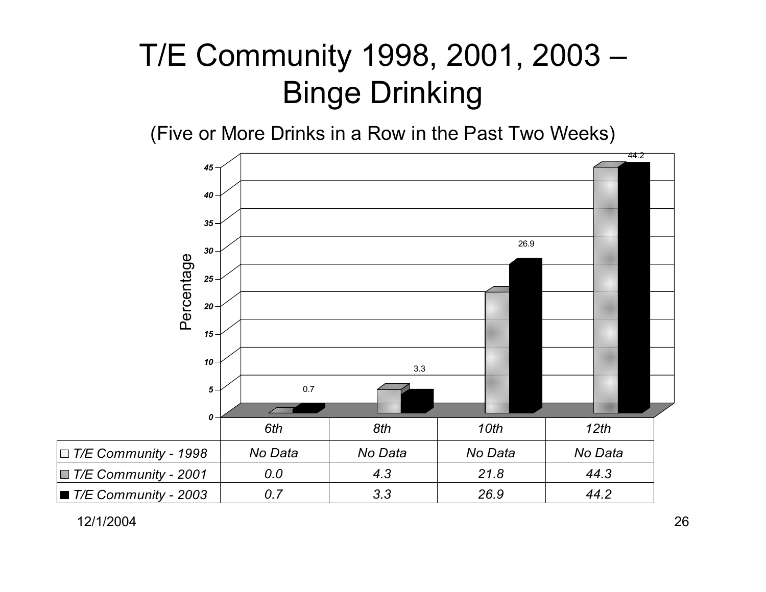# T/E Community 1998, 2001, 2003 – Binge Drinking

(Five or More Drinks in a Row in the Past Two Weeks)

| | 6th | 8th | 10th | 12th |
|---|---|---|---|---|
| T/E Community - 1998 | No Data | No Data | No Data | No Data |
| T/E Community - 2001 | 0.0 | 4.3 | 21.8 | 44.3 |
| T/E Community - 2003 | 0.7 | 3.3 | 26.9 | 44.2 |

12/1/2004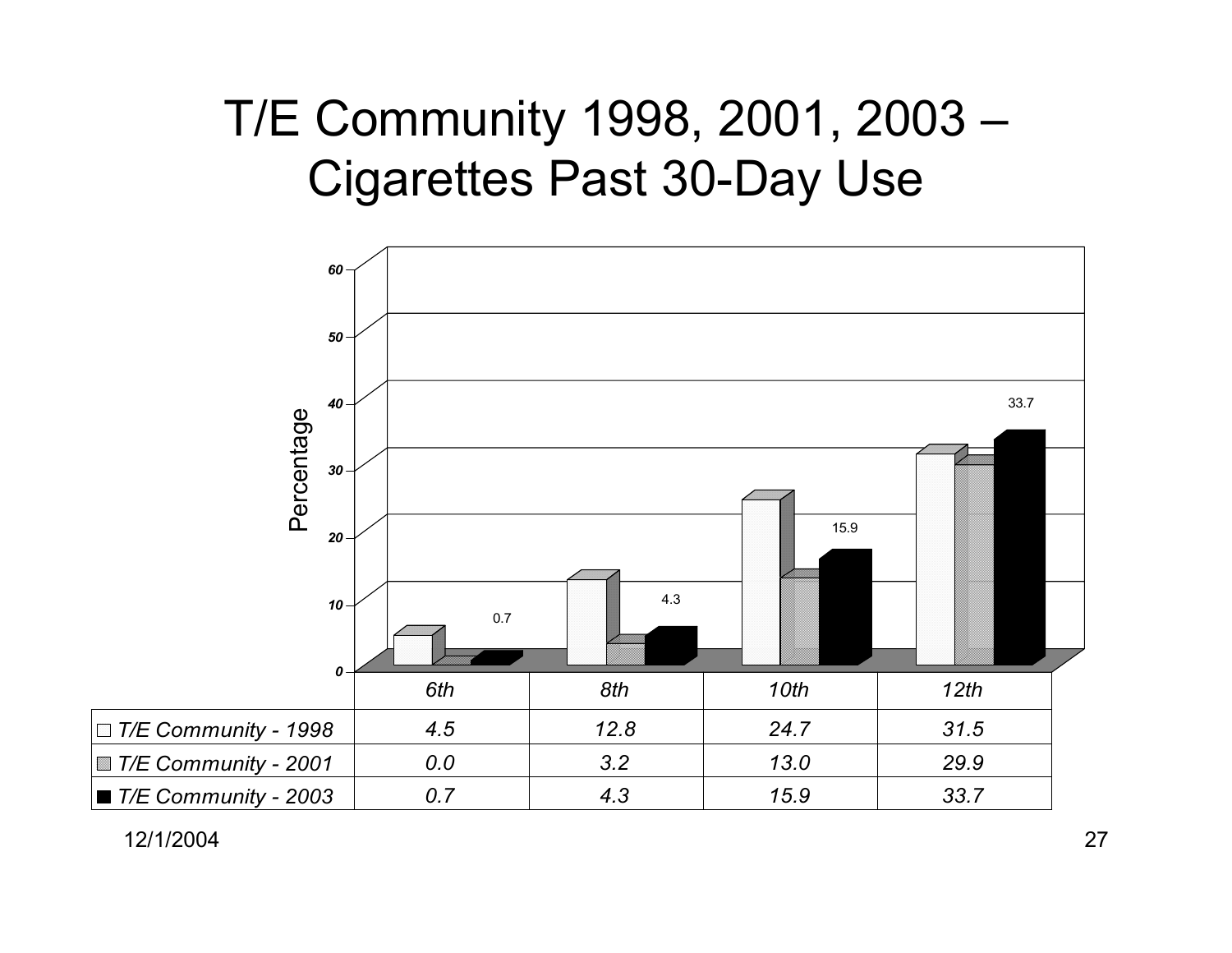# T/E Community 1998, 2001, 2003 – Cigarettes Past 30-Day Use

| | 6th | 8th | 10th | 12th |
|---|---|---|---|---|
| T/E Community - 1998 | 4.5 | 12.8 | 24.7 | 31.5 |
| T/E Community - 2001 | 0.0 | 3.2 | 13.0 | 29.9 |
| T/E Community - 2003 | 0.7 | 4.3 | 15.9 | 33.7 |

12/1/2004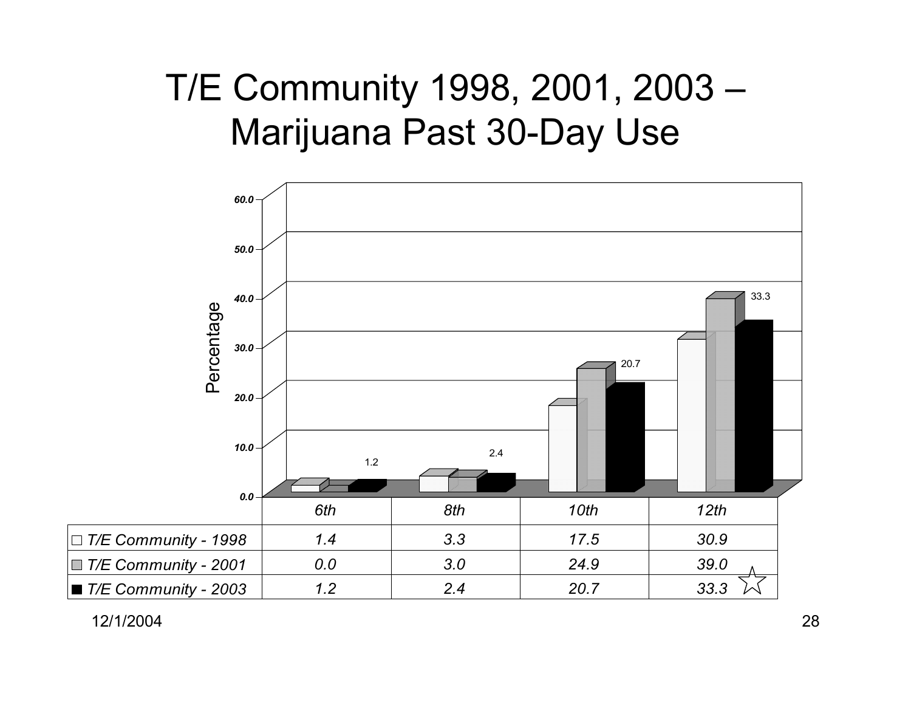# T/E Community 1998, 2001, 2003 – Marijuana Past 30-Day Use

| | 6th | 8th | 10th | 12th |
|---|---|---|---|---|
| T/E Community - 1998 | 1.4 | 3.3 | 17.5 | 30.9 |
| T/E Community - 2001 | 0.0 | 3.0 | 24.9 | 39.0 |
| T/E Community - 2003 | 1.2 | 2.4 | 20.7 | 33.3 ☆ |

12/1/2004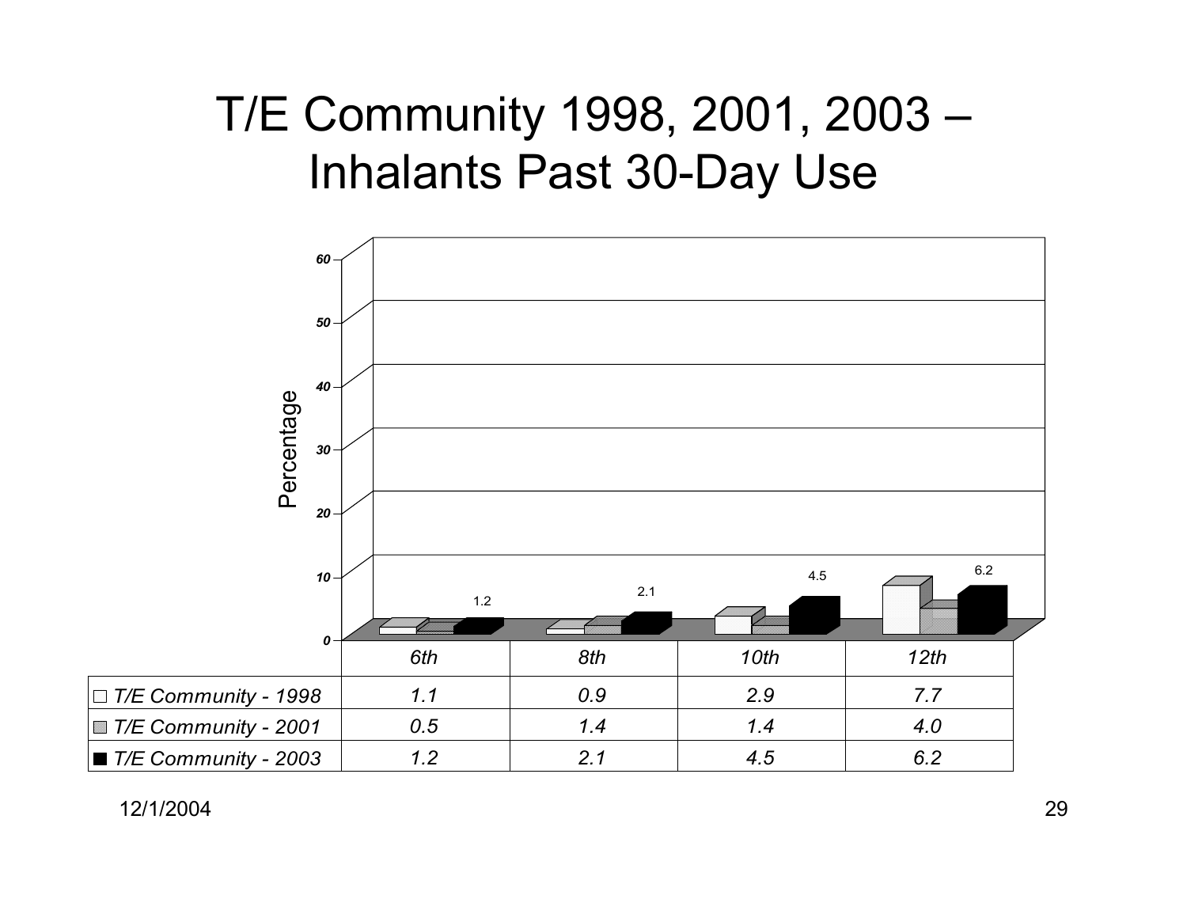# T/E Community 1998, 2001, 2003 – Inhalants Past 30-Day Use

| | 6th | 8th | 10th | 12th |
|---|---|---|---|---|
| T/E Community - 1998 | 1.1 | 0.9 | 2.9 | 7.7 |
| T/E Community - 2001 | 0.5 | 1.4 | 1.4 | 4.0 |
| T/E Community - 2003 | 1.2 | 2.1 | 4.5 | 6.2 |

12/1/2004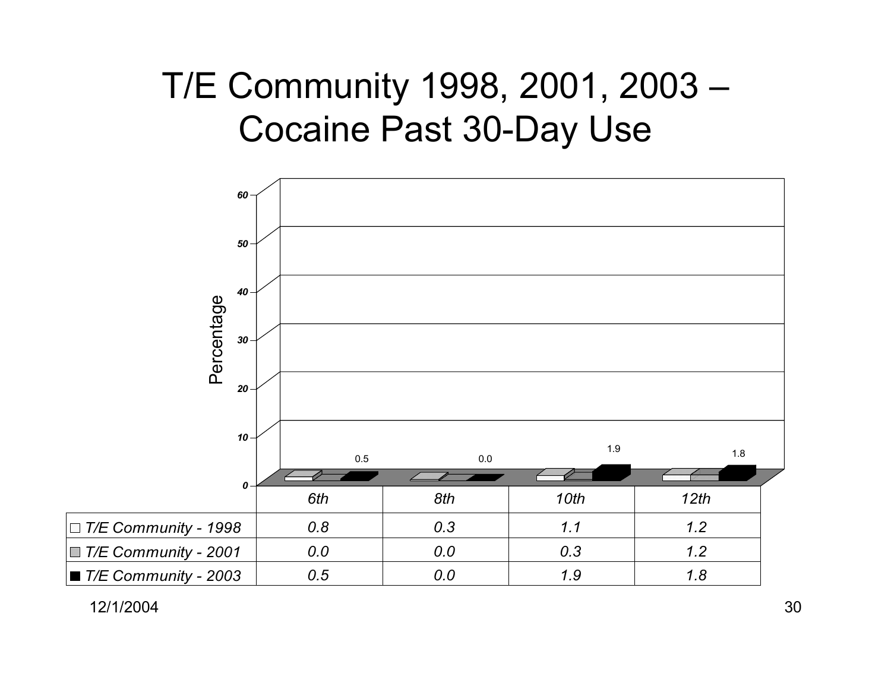# T/E Community 1998, 2001, 2003 – Cocaine Past 30-Day Use

| | 6th | 8th | 10th | 12th |
|---|---|---|---|---|
| T/E Community - 1998 | 0.8 | 0.3 | 1.1 | 1.2 |
| T/E Community - 2001 | 0.0 | 0.0 | 0.3 | 1.2 |
| T/E Community - 2003 | 0.5 | 0.0 | 1.9 | 1.8 |

12/1/2004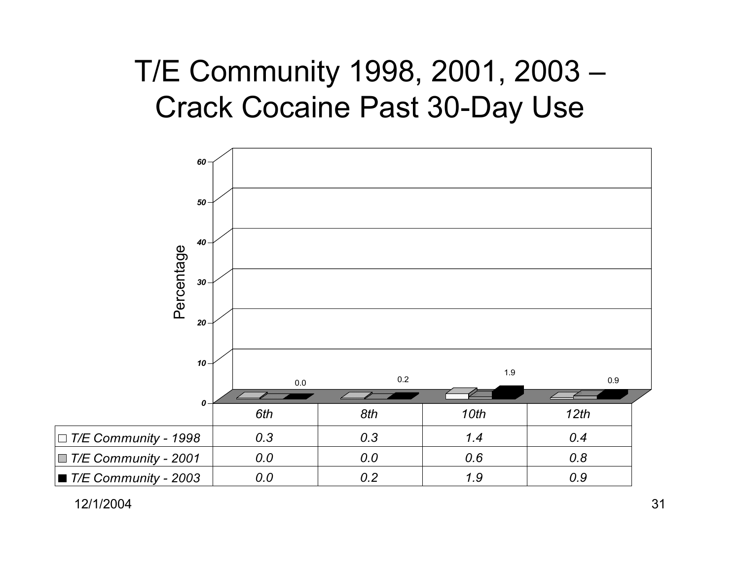# T/E Community 1998, 2001, 2003 – Crack Cocaine Past 30-Day Use

|  | 6th | 8th | 10th | 12th |
|---|---|---|---|---|
| T/E Community - 1998 | 0.3 | 0.3 | 1.4 | 0.4 |
| T/E Community - 2001 | 0.0 | 0.0 | 0.6 | 0.8 |
| T/E Community - 2003 | 0.0 | 0.2 | 1.9 | 0.9 |

12/1/2004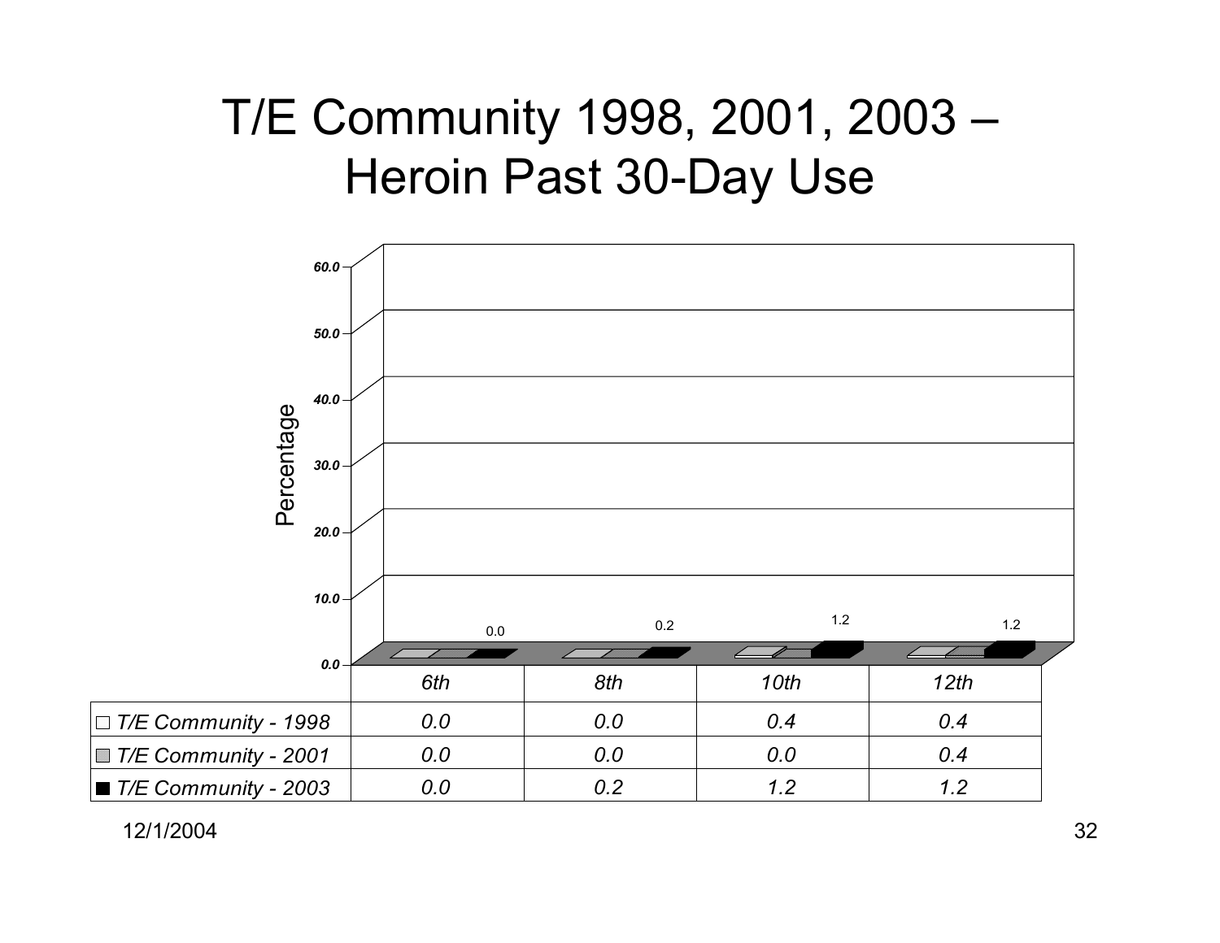# T/E Community 1998, 2001, 2003 – Heroin Past 30-Day Use

|  | 6th | 8th | 10th | 12th |
|---|---|---|---|---|
| T/E Community - 1998 | 0.0 | 0.0 | 0.4 | 0.4 |
| T/E Community - 2001 | 0.0 | 0.0 | 0.0 | 0.4 |
| T/E Community - 2003 | 0.0 | 0.2 | 1.2 | 1.2 |

12/1/2004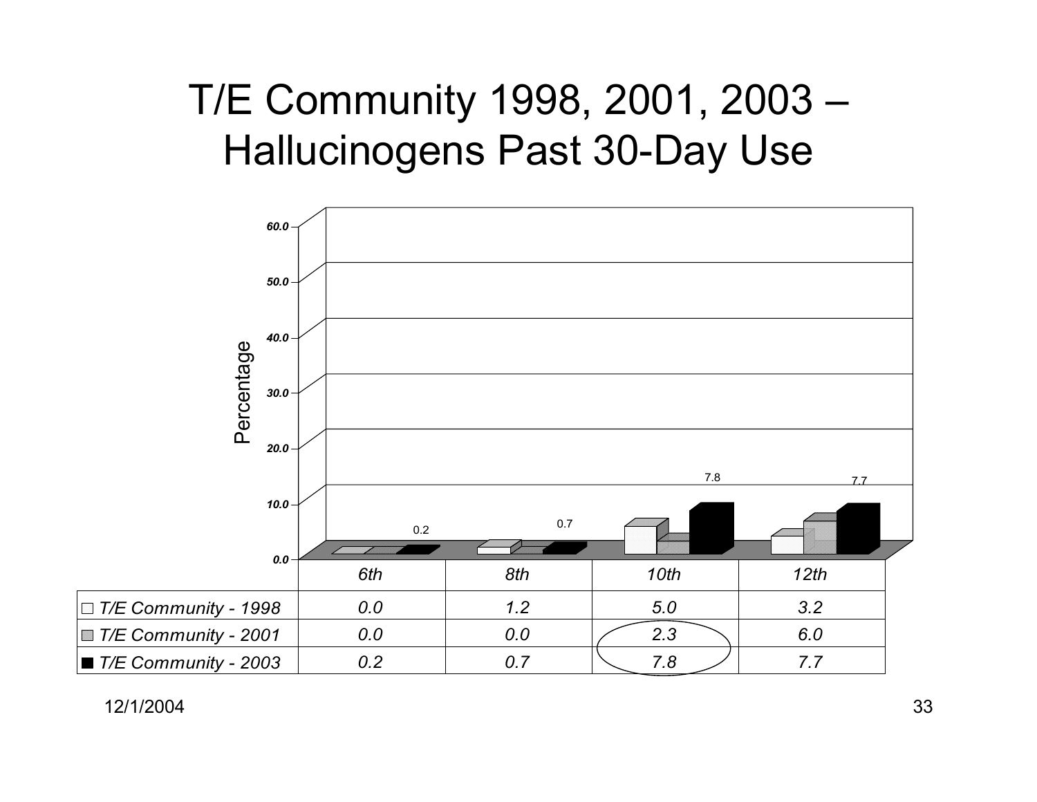# T/E Community 1998, 2001, 2003 – Hallucinogens Past 30-Day Use

| | 6th | 8th | 10th | 12th |
|---|---|---|---|---|
| T/E Community - 1998 | 0.0 | 1.2 | 5.0 | 3.2 |
| T/E Community - 2001 | 0.0 | 0.0 | 2.3 | 6.0 |
| T/E Community - 2003 | 0.2 | 0.7 | 7.8 | 7.7 |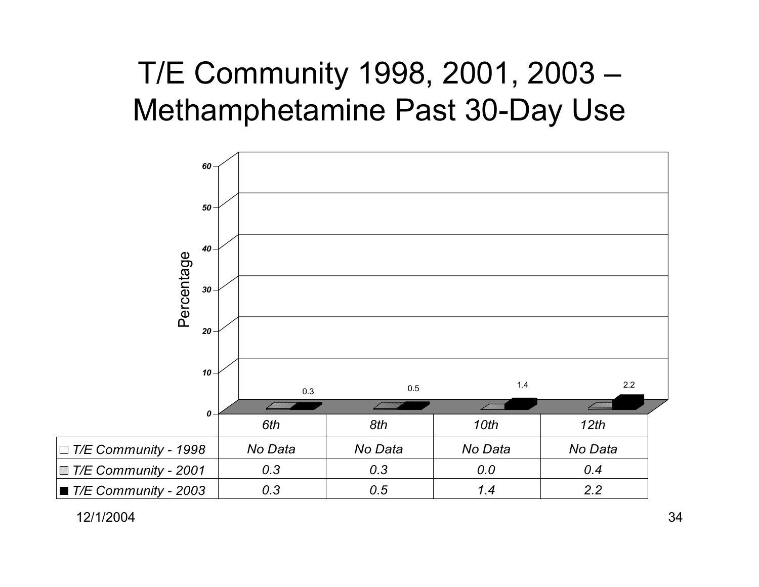# T/E Community 1998, 2001, 2003 – Methamphetamine Past 30-Day Use

| | 6th | 8th | 10th | 12th |
|---|---|---|---|---|
| *T/E Community - 1998* | *No Data* | *No Data* | *No Data* | *No Data* |
| *T/E Community - 2001* | *0.3* | *0.3* | *0.0* | *0.4* |
| *T/E Community - 2003* | *0.3* | *0.5* | *1.4* | *2.2* |

12/1/2004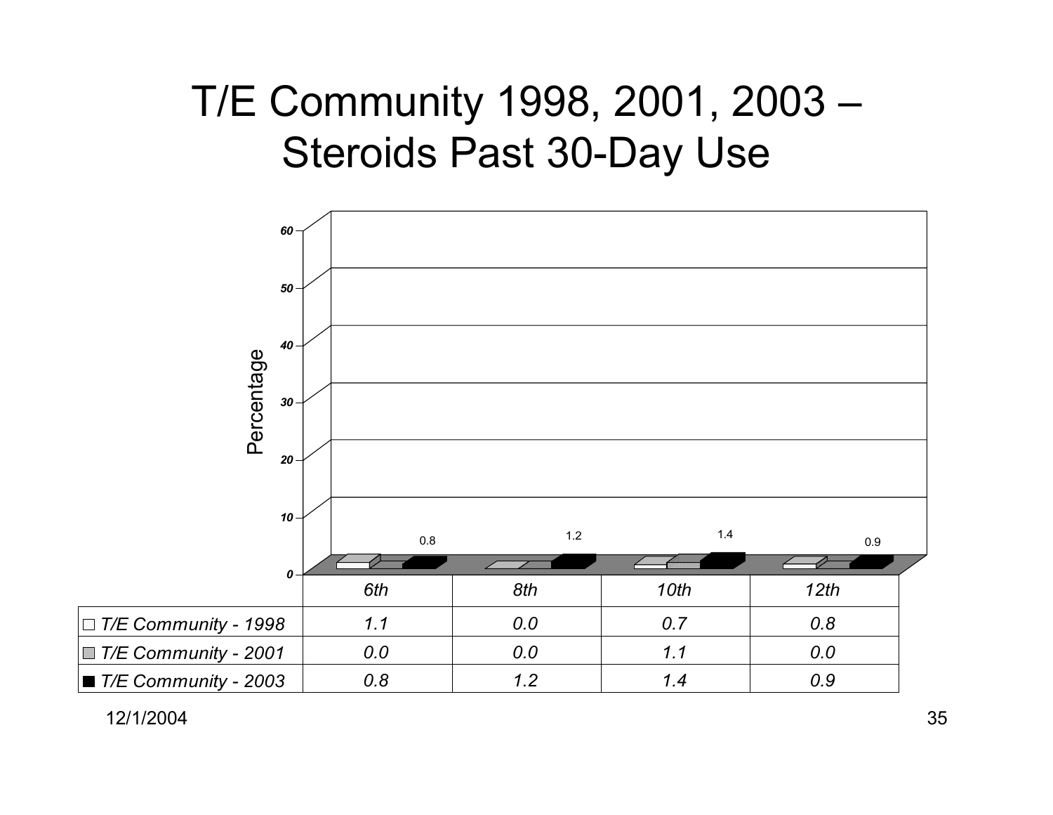# T/E Community 1998, 2001, 2003 – Steroids Past 30-Day Use

| | 6th | 8th | 10th | 12th |
|---|---|---|---|---|
| T/E Community - 1998 | 1.1 | 0.0 | 0.7 | 0.8 |
| T/E Community - 2001 | 0.0 | 0.0 | 1.1 | 0.0 |
| T/E Community - 2003 | 0.8 | 1.2 | 1.4 | 0.9 |

12/1/2004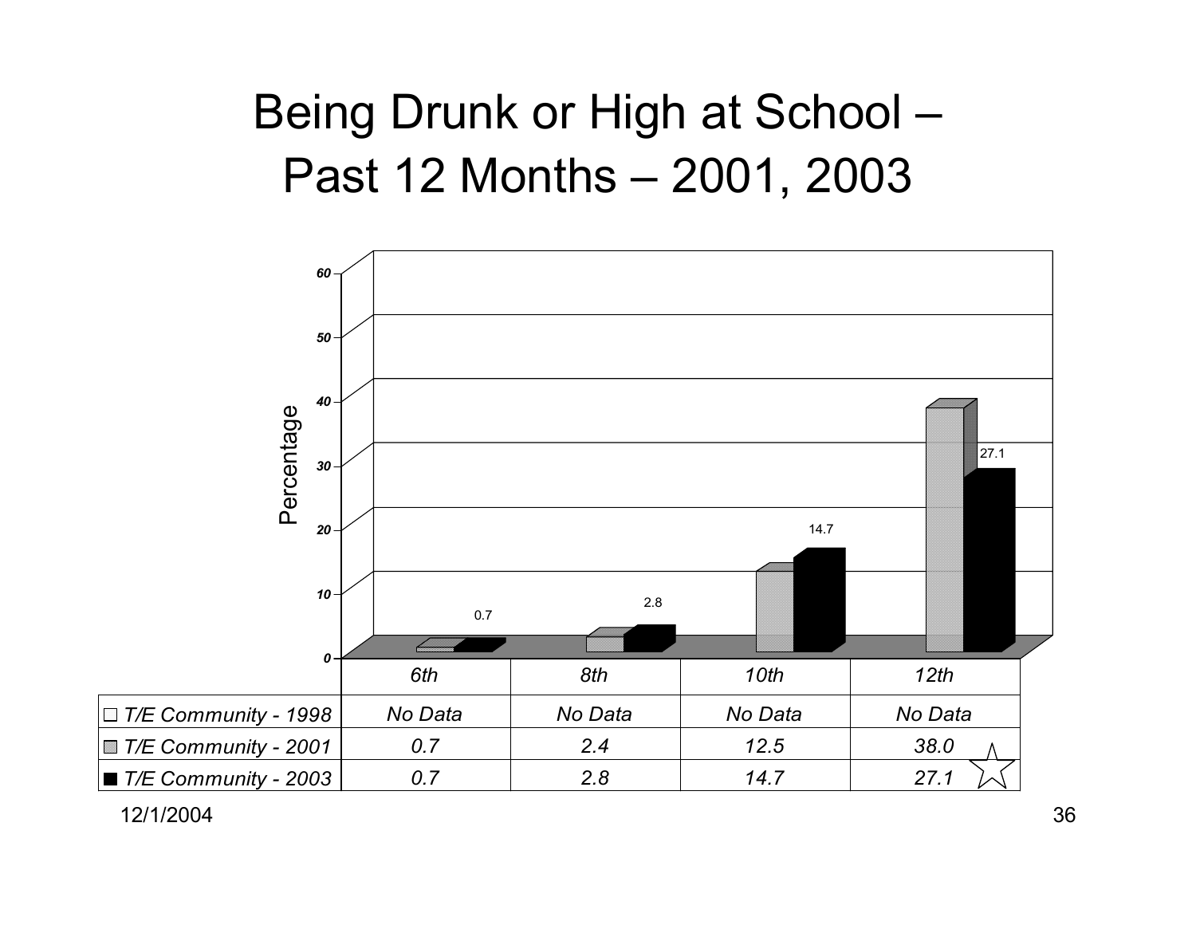# Being Drunk or High at School – Past 12 Months – 2001, 2003

| | 6th | 8th | 10th | 12th |
|---|---|---|---|---|
| T/E Community - 1998 | No Data | No Data | No Data | No Data |
| T/E Community - 2001 | 0.7 | 2.4 | 12.5 | 38.0 |
| T/E Community - 2003 | 0.7 | 2.8 | 14.7 | 27.1 ☆ |

12/1/2004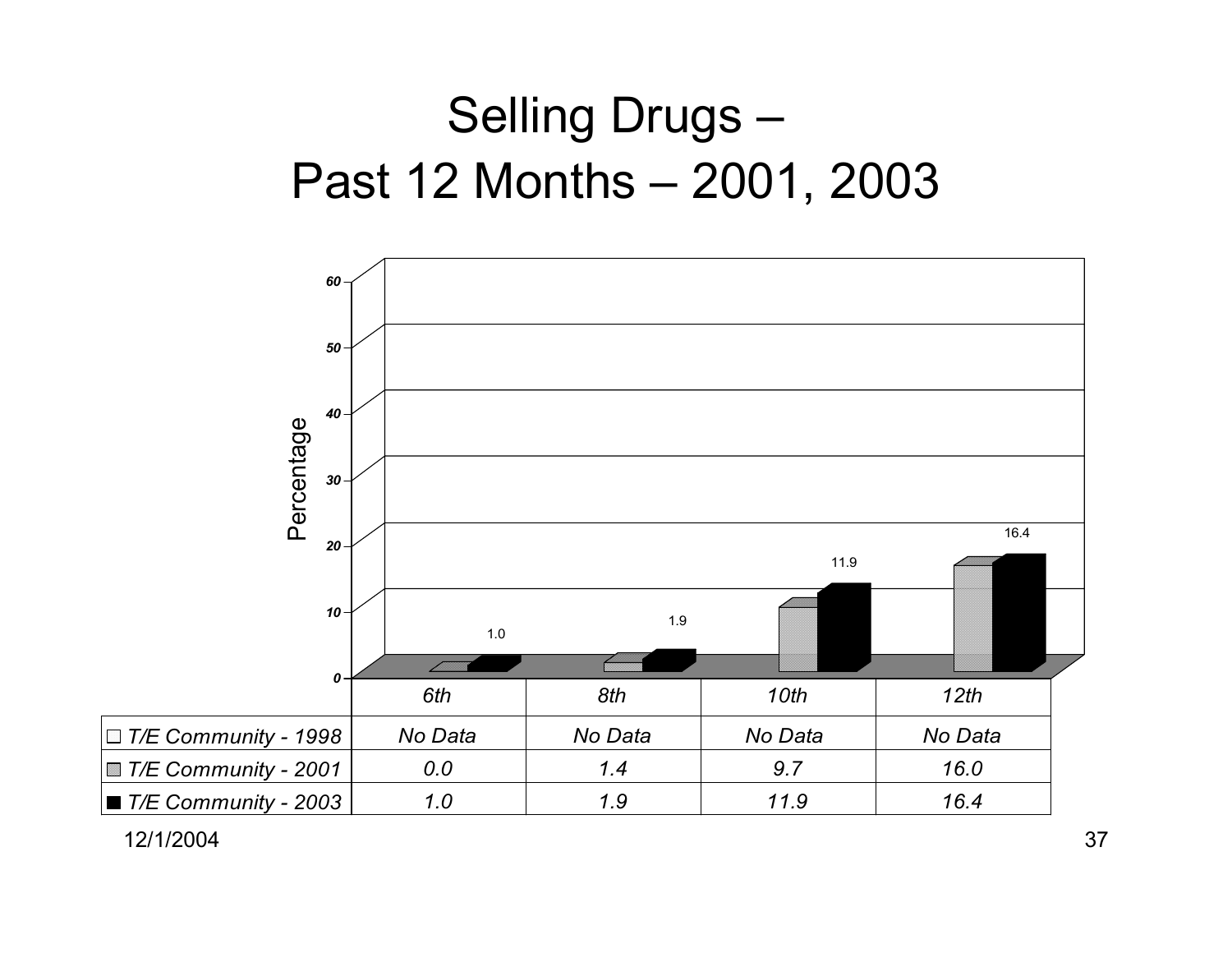# Selling Drugs – Past 12 Months – 2001, 2003

| | 6th | 8th | 10th | 12th |
|---|---|---|---|---|
| *T/E Community - 1998* | *No Data* | *No Data* | *No Data* | *No Data* |
| *T/E Community - 2001* | *0.0* | *1.4* | *9.7* | *16.0* |
| *T/E Community - 2003* | *1.0* | *1.9* | *11.9* | *16.4* |

12/1/2004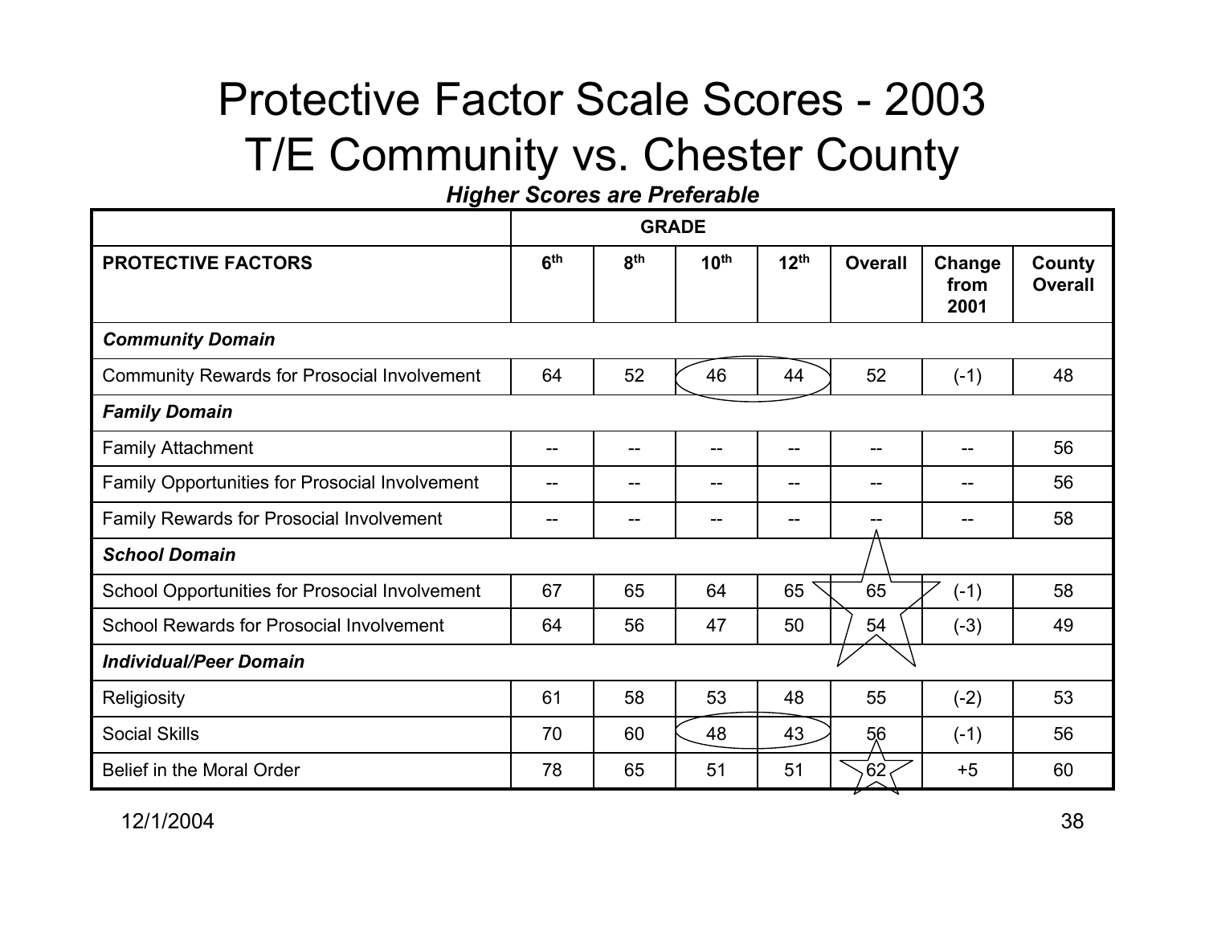# Protective Factor Scale Scores - 2003
# T/E Community vs. Chester County

***Higher Scores are Preferable***

| | GRADE | | | | | | |
|---|---|---|---|---|---|---|---|
| **PROTECTIVE FACTORS** | **6th** | **8th** | **10th** | **12th** | **Overall** | **Change from 2001** | **County Overall** |
| ***Community Domain*** | | | | | | | |
| Community Rewards for Prosocial Involvement | 64 | 52 | 46 | 44 | 52 | (-1) | 48 |
| ***Family Domain*** | | | | | | | |
| Family Attachment | -- | -- | -- | -- | -- | -- | 56 |
| Family Opportunities for Prosocial Involvement | -- | -- | -- | -- | -- | -- | 56 |
| Family Rewards for Prosocial Involvement | -- | -- | -- | -- | -- | -- | 58 |
| ***School Domain*** | | | | | | | |
| School Opportunities for Prosocial Involvement | 67 | 65 | 64 | 65 | 65 | (-1) | 58 |
| School Rewards for Prosocial Involvement | 64 | 56 | 47 | 50 | 54 | (-3) | 49 |
| ***Individual/Peer Domain*** | | | | | | | |
| Religiosity | 61 | 58 | 53 | 48 | 55 | (-2) | 53 |
| Social Skills | 70 | 60 | 48 | 43 | 56 | (-1) | 56 |
| Belief in the Moral Order | 78 | 65 | 51 | 51 | 62 | +5 | 60 |

12/1/2004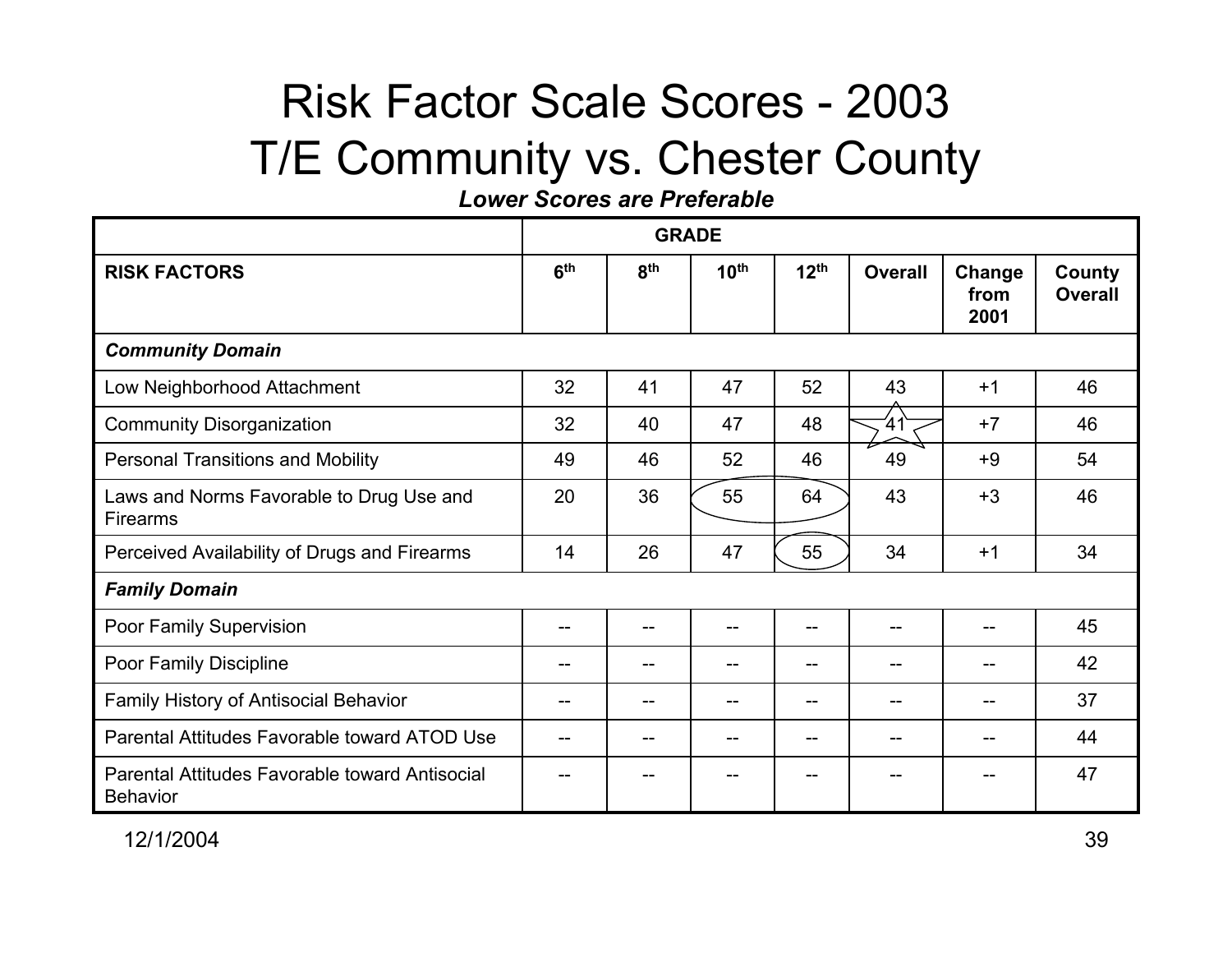# Risk Factor Scale Scores - 2003
# T/E Community vs. Chester County

***Lower Scores are Preferable***

| | GRADE | | | | | | |
|---|---|---|---|---|---|---|---|
| **RISK FACTORS** | **6th** | **8th** | **10th** | **12th** | **Overall** | **Change from 2001** | **County Overall** |
| ***Community Domain*** | | | | | | | |
| Low Neighborhood Attachment | 32 | 41 | 47 | 52 | 43 | +1 | 46 |
| Community Disorganization | 32 | 40 | 47 | 48 | 41 | +7 | 46 |
| Personal Transitions and Mobility | 49 | 46 | 52 | 46 | 49 | +9 | 54 |
| Laws and Norms Favorable to Drug Use and Firearms | 20 | 36 | 55 | 64 | 43 | +3 | 46 |
| Perceived Availability of Drugs and Firearms | 14 | 26 | 47 | 55 | 34 | +1 | 34 |
| ***Family Domain*** | | | | | | | |
| Poor Family Supervision | -- | -- | -- | -- | -- | -- | 45 |
| Poor Family Discipline | -- | -- | -- | -- | -- | -- | 42 |
| Family History of Antisocial Behavior | -- | -- | -- | -- | -- | -- | 37 |
| Parental Attitudes Favorable toward ATOD Use | -- | -- | -- | -- | -- | -- | 44 |
| Parental Attitudes Favorable toward Antisocial Behavior | -- | -- | -- | -- | -- | -- | 47 |

12/1/2004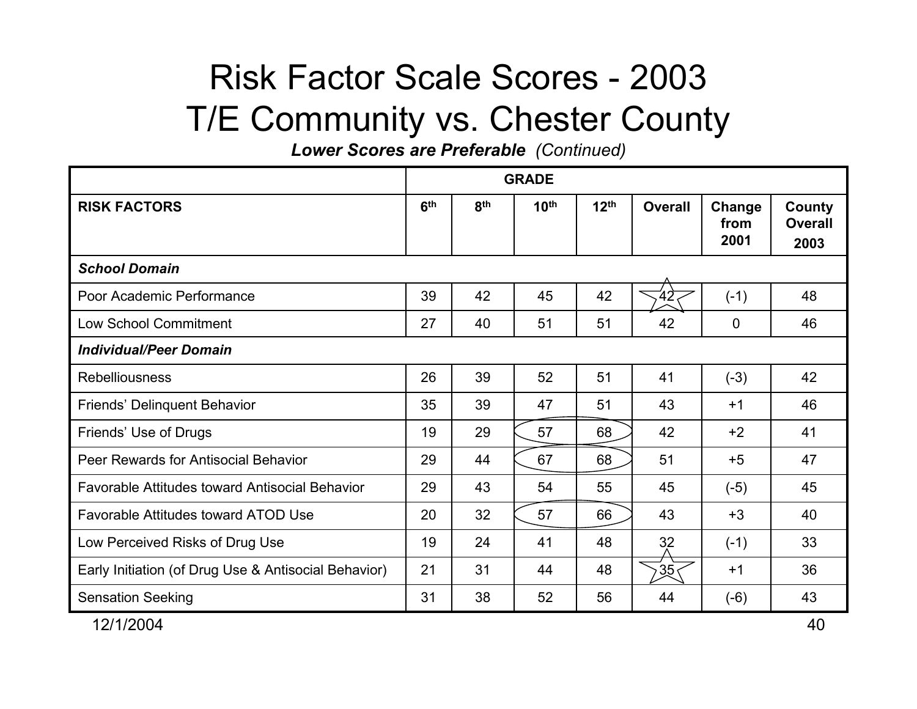# Risk Factor Scale Scores - 2003
# T/E Community vs. Chester County

***Lower Scores are Preferable*** *(Continued)*

| | GRADE | | | | | | |
|---|---|---|---|---|---|---|---|
| **RISK FACTORS** | **6th** | **8th** | **10th** | **12th** | **Overall** | **Change from 2001** | **County Overall 2003** |
| ***School Domain*** | | | | | | | |
| Poor Academic Performance | 39 | 42 | 45 | 42 | 42 | (-1) | 48 |
| Low School Commitment | 27 | 40 | 51 | 51 | 42 | 0 | 46 |
| ***Individual/Peer Domain*** | | | | | | | |
| Rebelliousness | 26 | 39 | 52 | 51 | 41 | (-3) | 42 |
| Friends' Delinquent Behavior | 35 | 39 | 47 | 51 | 43 | +1 | 46 |
| Friends' Use of Drugs | 19 | 29 | 57 | 68 | 42 | +2 | 41 |
| Peer Rewards for Antisocial Behavior | 29 | 44 | 67 | 68 | 51 | +5 | 47 |
| Favorable Attitudes toward Antisocial Behavior | 29 | 43 | 54 | 55 | 45 | (-5) | 45 |
| Favorable Attitudes toward ATOD Use | 20 | 32 | 57 | 66 | 43 | +3 | 40 |
| Low Perceived Risks of Drug Use | 19 | 24 | 41 | 48 | 32 | (-1) | 33 |
| Early Initiation (of Drug Use & Antisocial Behavior) | 21 | 31 | 44 | 48 | 35 | +1 | 36 |
| Sensation Seeking | 31 | 38 | 52 | 56 | 44 | (-6) | 43 |

12/1/2004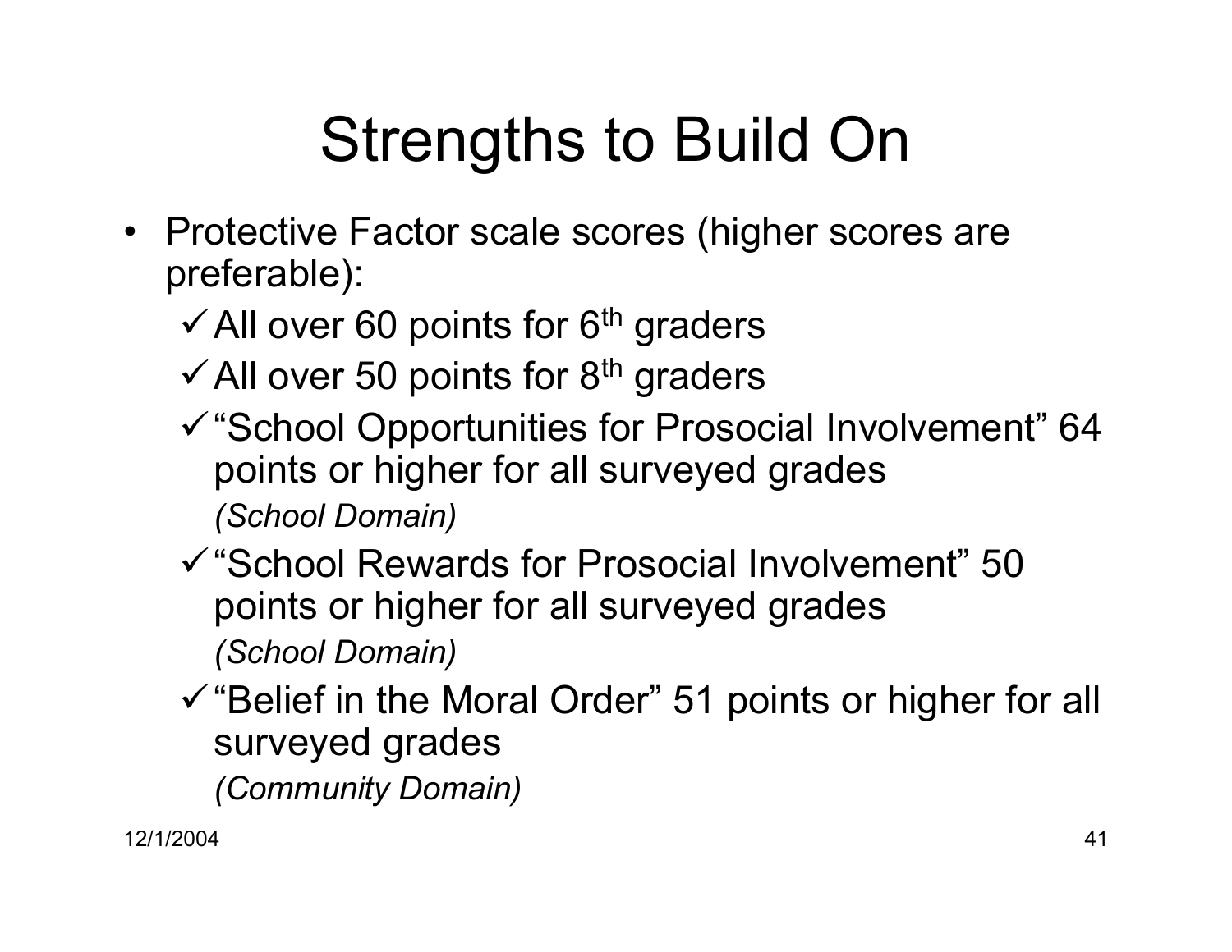# Strengths to Build On

- Protective Factor scale scores (higher scores are preferable):
  - ✓ All over 60 points for 6th graders
  - ✓ All over 50 points for 8th graders
  - ✓ "School Opportunities for Prosocial Involvement" 64 points or higher for all surveyed grades
    *(School Domain)*
  - ✓ "School Rewards for Prosocial Involvement" 50 points or higher for all surveyed grades
    *(School Domain)*
  - ✓ "Belief in the Moral Order" 51 points or higher for all surveyed grades
    *(Community Domain)*

12/1/2004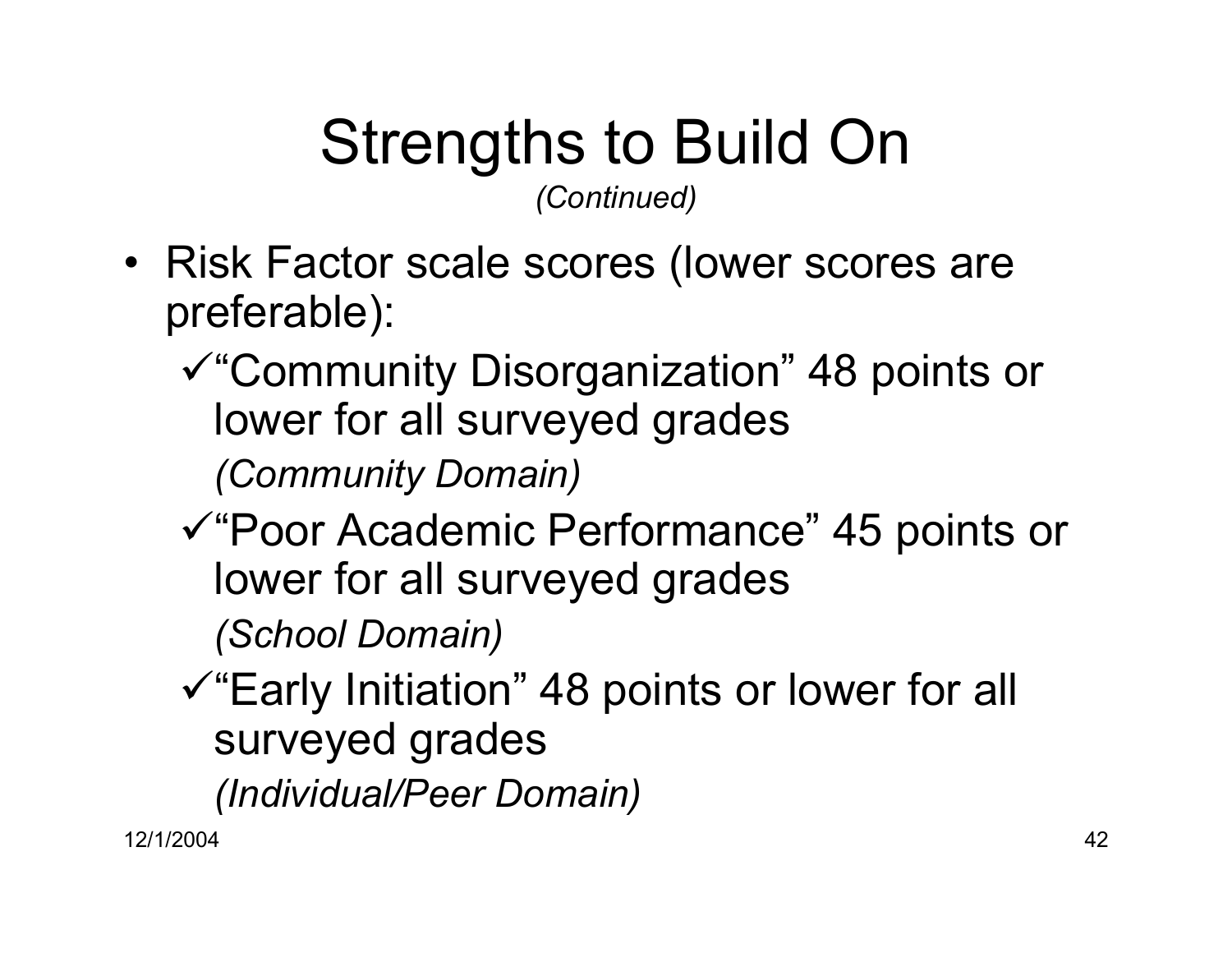# Strengths to Build On

*(Continued)*

- Risk Factor scale scores (lower scores are preferable):
  - ✓"Community Disorganization" 48 points or lower for all surveyed grades
    *(Community Domain)*
  - ✓"Poor Academic Performance" 45 points or lower for all surveyed grades
    *(School Domain)*
  - ✓"Early Initiation" 48 points or lower for all surveyed grades
    *(Individual/Peer Domain)*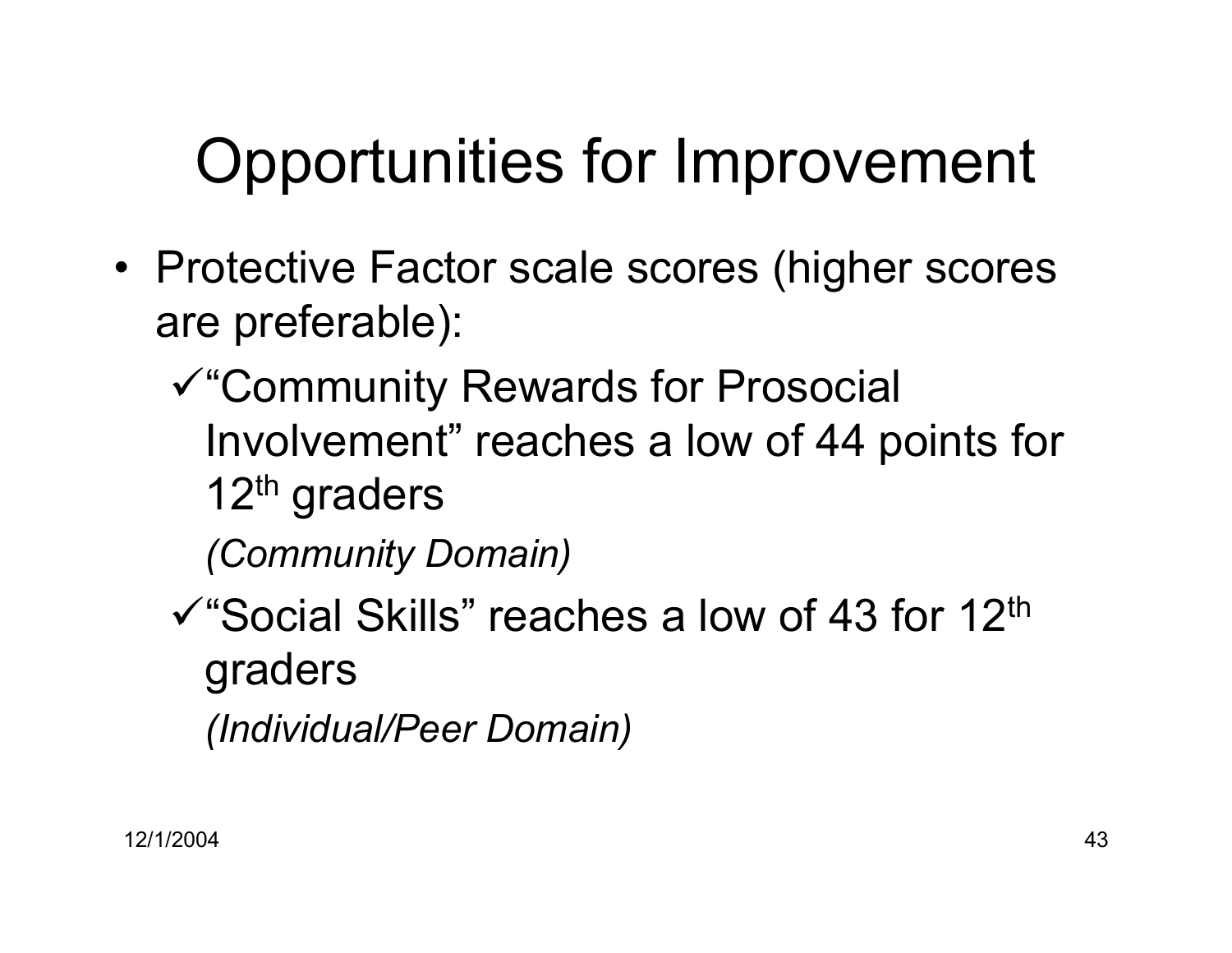# Opportunities for Improvement

- Protective Factor scale scores (higher scores are preferable):
  - ✓ "Community Rewards for Prosocial Involvement" reaches a low of 44 points for 12th graders
    
    *(Community Domain)*
  - ✓ "Social Skills" reaches a low of 43 for 12th graders
    
    *(Individual/Peer Domain)*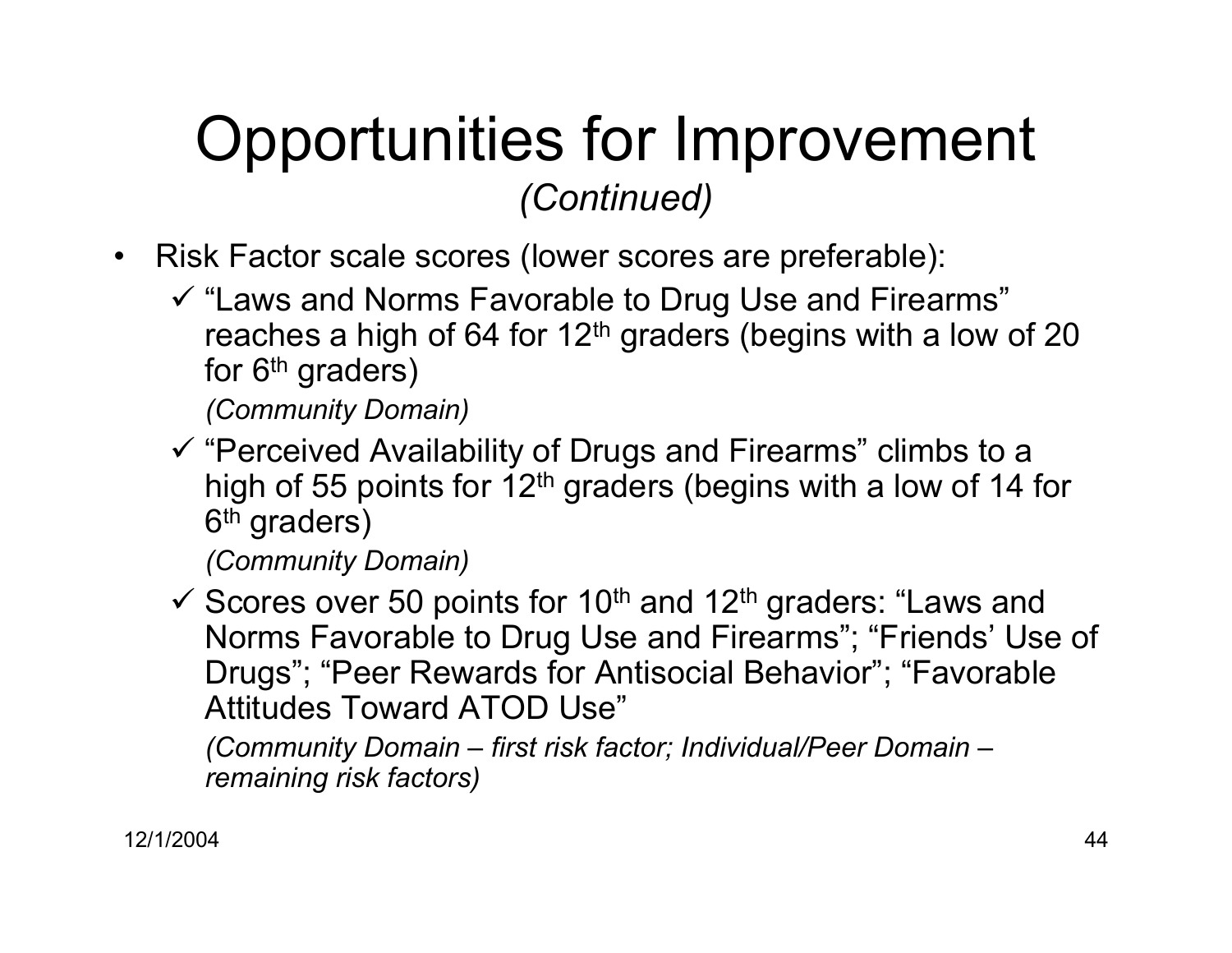# Opportunities for Improvement

*(Continued)*

- Risk Factor scale scores (lower scores are preferable):
  - ✓ "Laws and Norms Favorable to Drug Use and Firearms" reaches a high of 64 for 12th graders (begins with a low of 20 for 6th graders)

    *(Community Domain)*
  - ✓ "Perceived Availability of Drugs and Firearms" climbs to a high of 55 points for 12th graders (begins with a low of 14 for 6th graders)

    *(Community Domain)*
  - ✓ Scores over 50 points for 10th and 12th graders: "Laws and Norms Favorable to Drug Use and Firearms"; "Friends' Use of Drugs"; "Peer Rewards for Antisocial Behavior"; "Favorable Attitudes Toward ATOD Use"

    *(Community Domain – first risk factor; Individual/Peer Domain – remaining risk factors)*

12/1/2004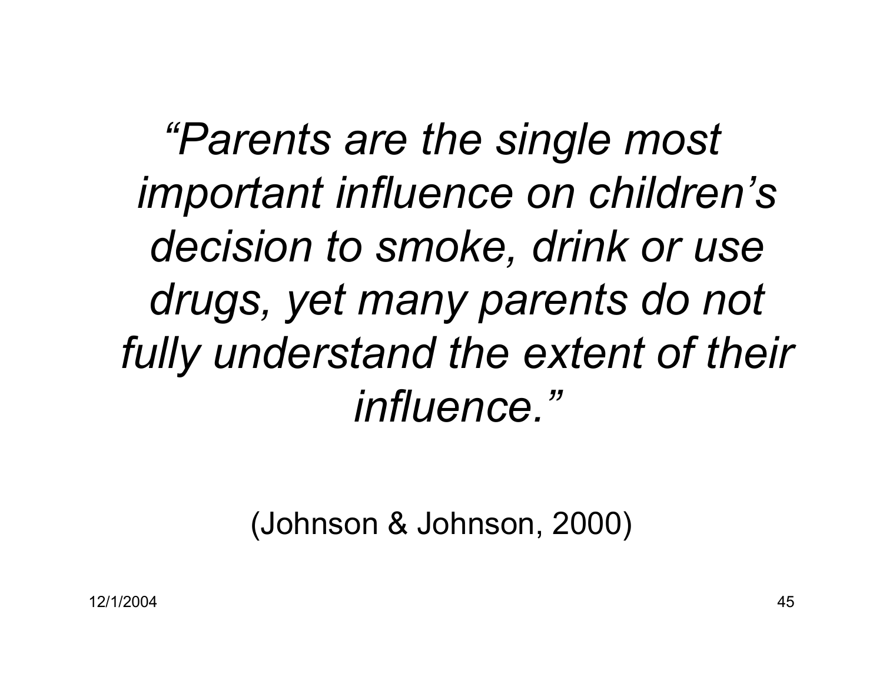*"Parents are the single most important influence on children's decision to smoke, drink or use drugs, yet many parents do not fully understand the extent of their influence."*

(Johnson & Johnson, 2000)

12/1/2004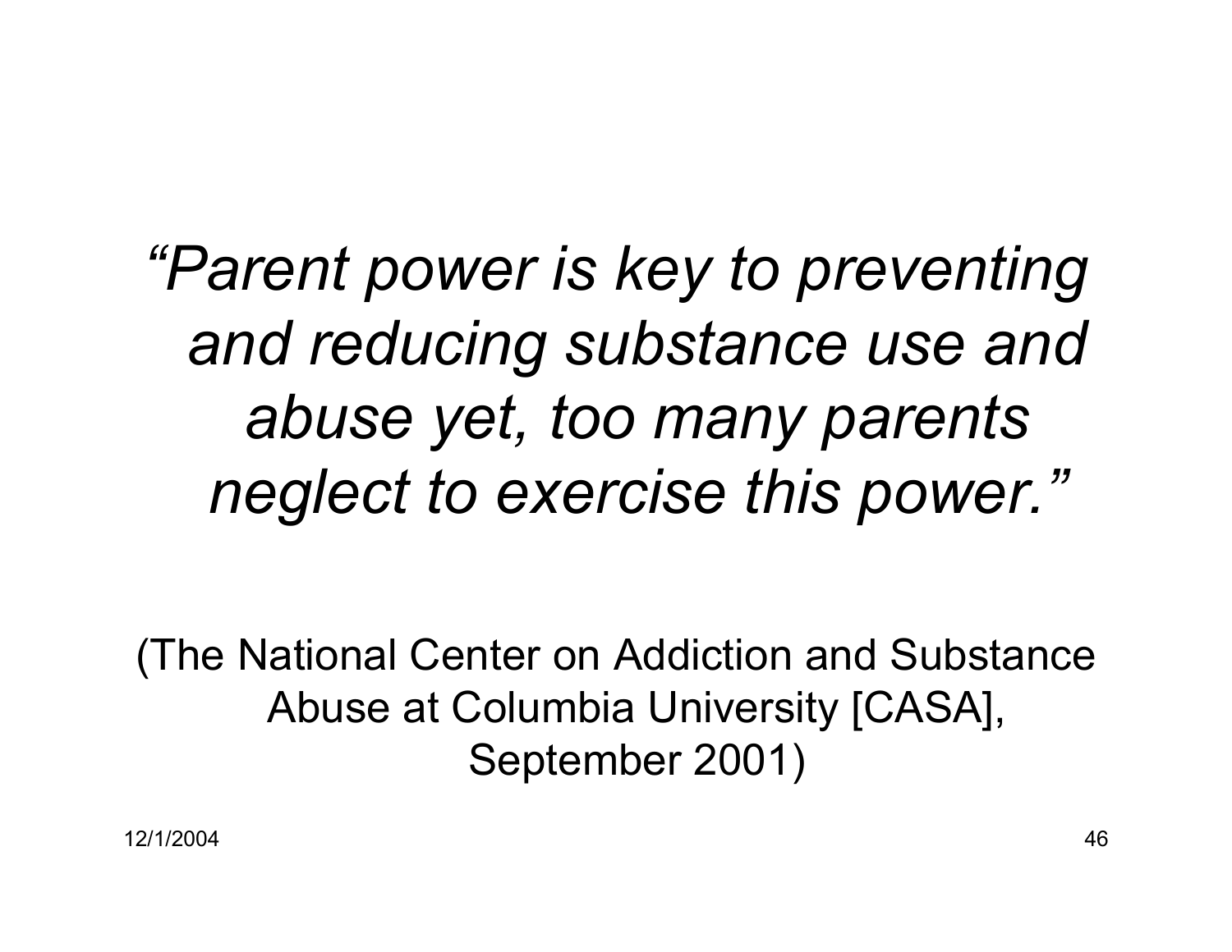*"Parent power is key to preventing and reducing substance use and abuse yet, too many parents neglect to exercise this power."*

(The National Center on Addiction and Substance Abuse at Columbia University [CASA], September 2001)

12/1/2004